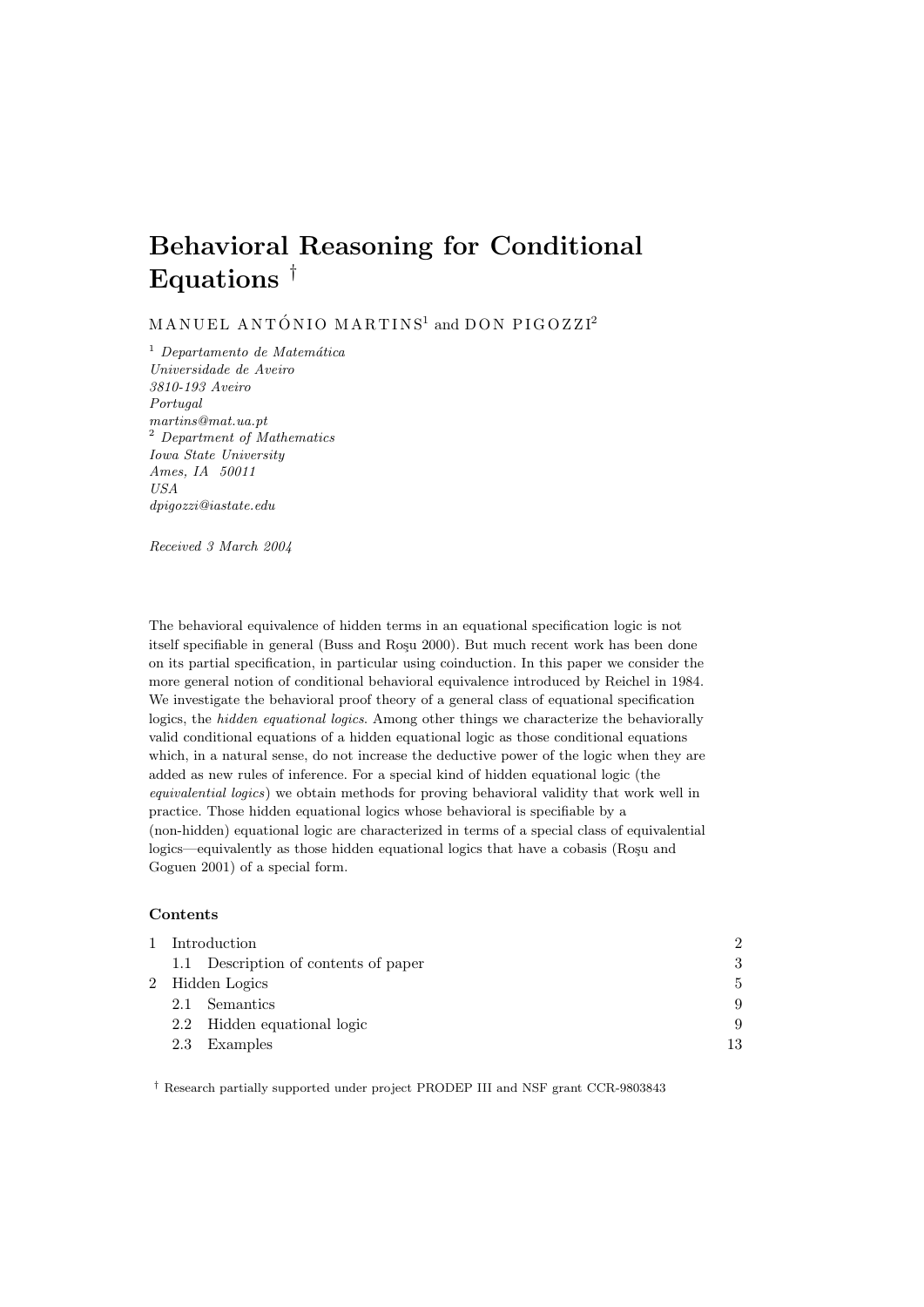# Behavioral Reasoning for Conditional Equations †

MANUEL ANTÓNIO MARTINS[1] and DON PIGOZZI[2]

[1] *Departamento de Matemática*
*Universidade de Aveiro*
*3810-193 Aveiro*
*Portugal*
*martins@mat.ua.pt*
[2] *Department of Mathematics*
*Iowa State University*
*Ames, IA 50011*
*USA*
*dpigozzi@iastate.edu*

*Received 3 March 2004*

The behavioral equivalence of hidden terms in an equational specification logic is not itself specifiable in general (Buss and Roşu 2000). But much recent work has been done on its partial specification, in particular using coinduction. In this paper we consider the more general notion of conditional behavioral equivalence introduced by Reichel in 1984. We investigate the behavioral proof theory of a general class of equational specification logics, the *hidden equational logics*. Among other things we characterize the behaviorally valid conditional equations of a hidden equational logic as those conditional equations which, in a natural sense, do not increase the deductive power of the logic when they are added as new rules of inference. For a special kind of hidden equational logic (the *equivalential logics*) we obtain methods for proving behavioral validity that work well in practice. Those hidden equational logics whose behavioral is specifiable by a (non-hidden) equational logic are characterized in terms of a special class of equivalential logics—equivalently as those hidden equational logics that have a cobasis (Roşu and Goguen 2001) of a special form.

**Contents**

| | | |
|---|---|---|
| 1 | Introduction | 2 |
| | 1.1 Description of contents of paper | 3 |
| 2 | Hidden Logics | 5 |
| | 2.1 Semantics | 9 |
| | 2.2 Hidden equational logic | 9 |
| | 2.3 Examples | 13 |

† Research partially supported under project PRODEP III and NSF grant CCR-9803843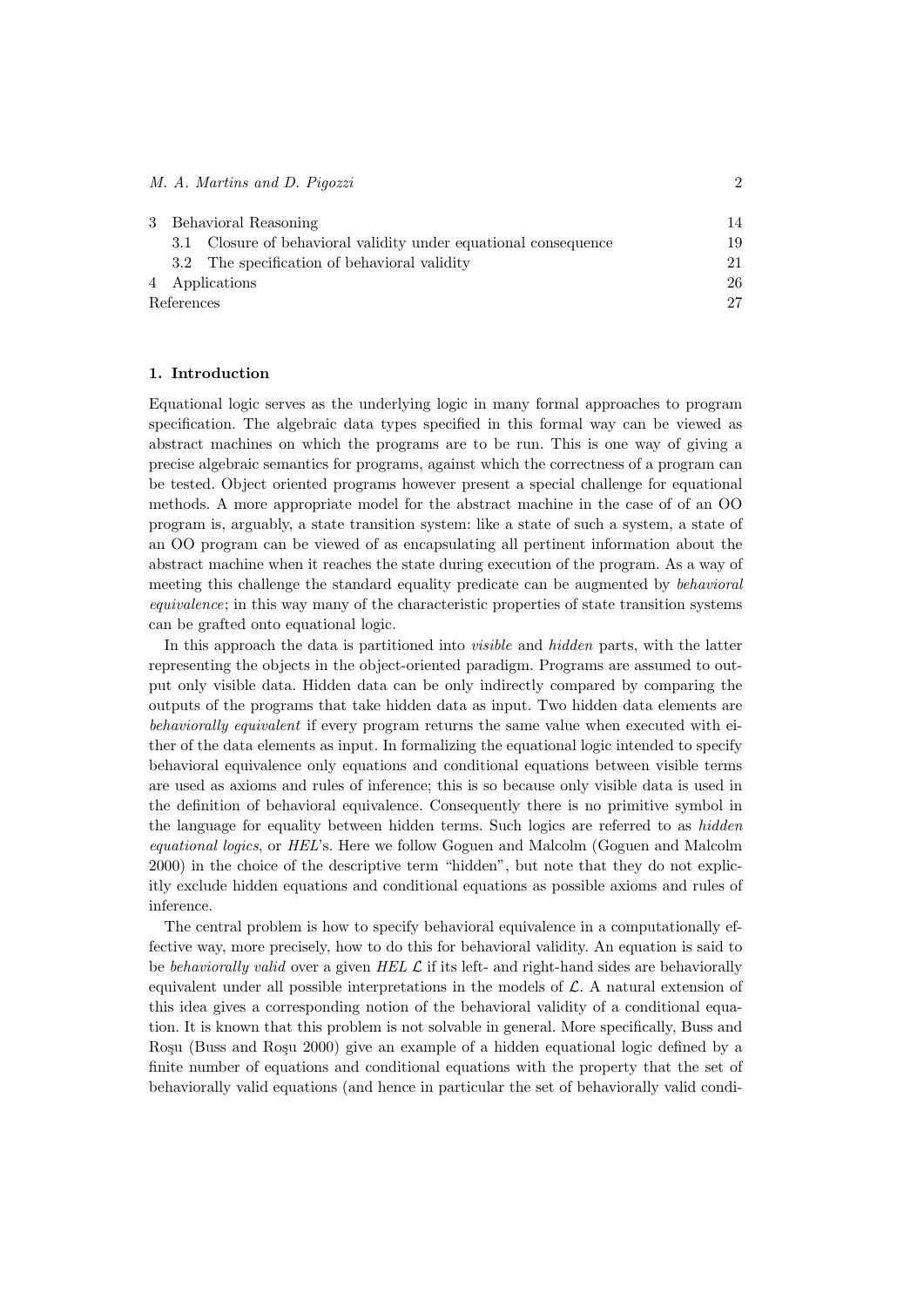3 Behavioral Reasoning 14
  3.1 Closure of behavioral validity under equational consequence 19
  3.2 The specification of behavioral validity 21
4 Applications 26
References 27

## 1. Introduction

Equational logic serves as the underlying logic in many formal approaches to program specification. The algebraic data types specified in this formal way can be viewed as abstract machines on which the programs are to be run. This is one way of giving a precise algebraic semantics for programs, against which the correctness of a program can be tested. Object oriented programs however present a special challenge for equational methods. A more appropriate model for the abstract machine in the case of of an OO program is, arguably, a state transition system: like a state of such a system, a state of an OO program can be viewed of as encapsulating all pertinent information about the abstract machine when it reaches the state during execution of the program. As a way of meeting this challenge the standard equality predicate can be augmented by *behavioral equivalence*; in this way many of the characteristic properties of state transition systems can be grafted onto equational logic.

In this approach the data is partitioned into *visible* and *hidden* parts, with the latter representing the objects in the object-oriented paradigm. Programs are assumed to output only visible data. Hidden data can be only indirectly compared by comparing the outputs of the programs that take hidden data as input. Two hidden data elements are *behaviorally equivalent* if every program returns the same value when executed with either of the data elements as input. In formalizing the equational logic intended to specify behavioral equivalence only equations and conditional equations between visible terms are used as axioms and rules of inference; this is so because only visible data is used in the definition of behavioral equivalence. Consequently there is no primitive symbol in the language for equality between hidden terms. Such logics are referred to as *hidden equational logics*, or *HEL*'s. Here we follow Goguen and Malcolm (Goguen and Malcolm 2000) in the choice of the descriptive term "hidden", but note that they do not explicitly exclude hidden equations and conditional equations as possible axioms and rules of inference.

The central problem is how to specify behavioral equivalence in a computationally effective way, more precisely, how to do this for behavioral validity. An equation is said to be *behaviorally valid* over a given *HEL* $\mathcal{L}$ if its left- and right-hand sides are behaviorally equivalent under all possible interpretations in the models of $\mathcal{L}$. A natural extension of this idea gives a corresponding notion of the behavioral validity of a conditional equation. It is known that this problem is not solvable in general. More specifically, Buss and Roşu (Buss and Roşu 2000) give an example of a hidden equational logic defined by a finite number of equations and conditional equations with the property that the set of behaviorally valid equations (and hence in particular the set of behaviorally valid condi-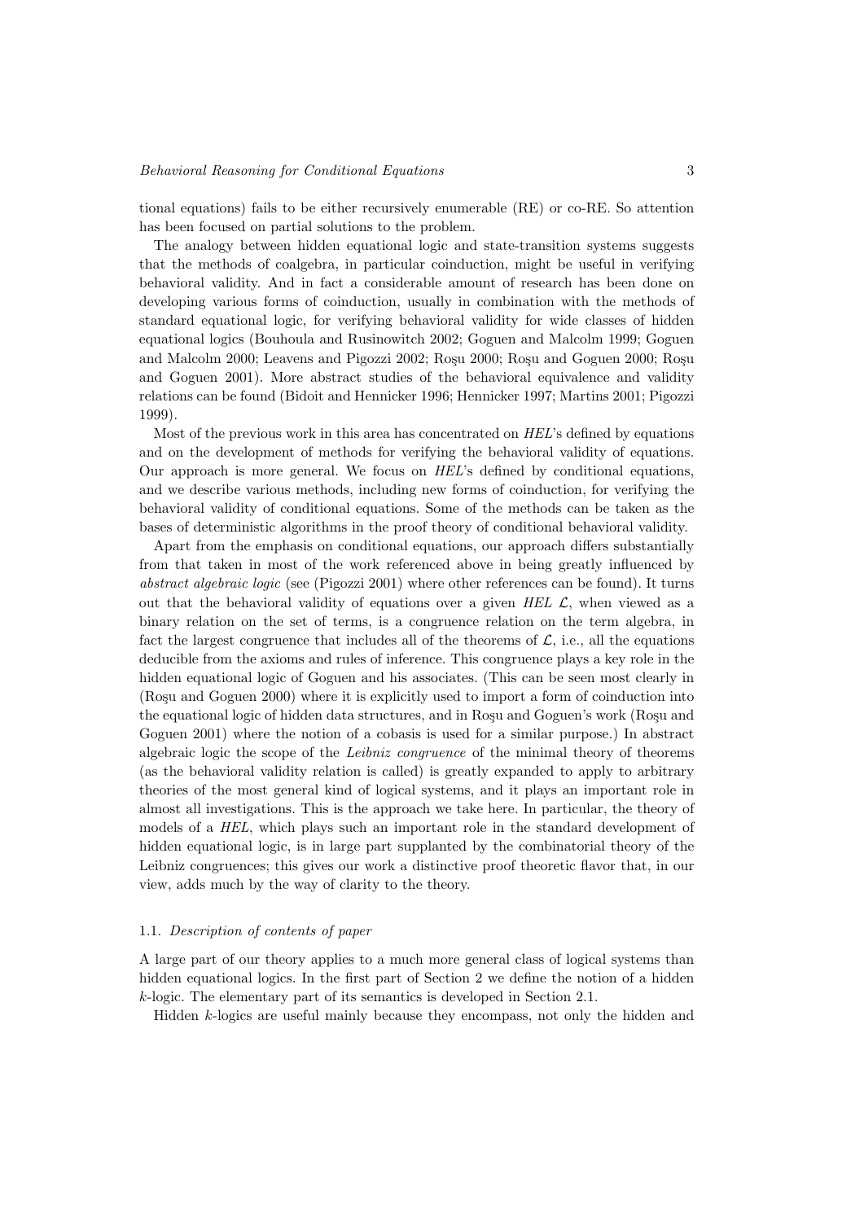tional equations) fails to be either recursively enumerable (RE) or co-RE. So attention has been focused on partial solutions to the problem.

The analogy between hidden equational logic and state-transition systems suggests that the methods of coalgebra, in particular coinduction, might be useful in verifying behavioral validity. And in fact a considerable amount of research has been done on developing various forms of coinduction, usually in combination with the methods of standard equational logic, for verifying behavioral validity for wide classes of hidden equational logics (Bouhoula and Rusinowitch 2002; Goguen and Malcolm 1999; Goguen and Malcolm 2000; Leavens and Pigozzi 2002; Roşu 2000; Roşu and Goguen 2000; Roşu and Goguen 2001). More abstract studies of the behavioral equivalence and validity relations can be found (Bidoit and Hennicker 1996; Hennicker 1997; Martins 2001; Pigozzi 1999).

Most of the previous work in this area has concentrated on *HEL*'s defined by equations and on the development of methods for verifying the behavioral validity of equations. Our approach is more general. We focus on *HEL*'s defined by conditional equations, and we describe various methods, including new forms of coinduction, for verifying the behavioral validity of conditional equations. Some of the methods can be taken as the bases of deterministic algorithms in the proof theory of conditional behavioral validity.

Apart from the emphasis on conditional equations, our approach differs substantially from that taken in most of the work referenced above in being greatly influenced by *abstract algebraic logic* (see (Pigozzi 2001) where other references can be found). It turns out that the behavioral validity of equations over a given *HEL* $\mathcal{L}$, when viewed as a binary relation on the set of terms, is a congruence relation on the term algebra, in fact the largest congruence that includes all of the theorems of $\mathcal{L}$, i.e., all the equations deducible from the axioms and rules of inference. This congruence plays a key role in the hidden equational logic of Goguen and his associates. (This can be seen most clearly in (Roşu and Goguen 2000) where it is explicitly used to import a form of coinduction into the equational logic of hidden data structures, and in Roşu and Goguen's work (Roşu and Goguen 2001) where the notion of a cobasis is used for a similar purpose.) In abstract algebraic logic the scope of the *Leibniz congruence* of the minimal theory of theorems (as the behavioral validity relation is called) is greatly expanded to apply to arbitrary theories of the most general kind of logical systems, and it plays an important role in almost all investigations. This is the approach we take here. In particular, the theory of models of a *HEL*, which plays such an important role in the standard development of hidden equational logic, is in large part supplanted by the combinatorial theory of the Leibniz congruences; this gives our work a distinctive proof theoretic flavor that, in our view, adds much by the way of clarity to the theory.

### 1.1. *Description of contents of paper*

A large part of our theory applies to a much more general class of logical systems than hidden equational logics. In the first part of Section 2 we define the notion of a hidden $k$-logic. The elementary part of its semantics is developed in Section 2.1.

Hidden $k$-logics are useful mainly because they encompass, not only the hidden and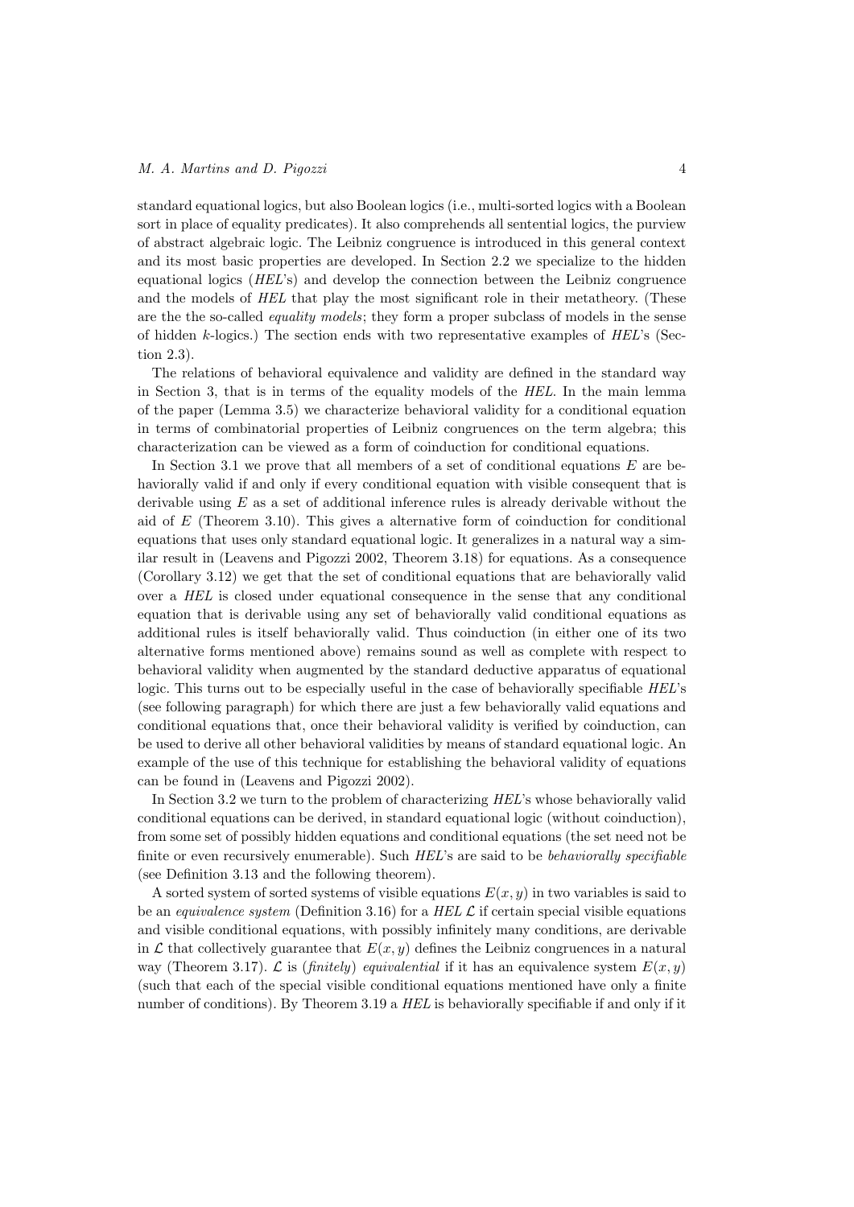standard equational logics, but also Boolean logics (i.e., multi-sorted logics with a Boolean sort in place of equality predicates). It also comprehends all sentential logics, the purview of abstract algebraic logic. The Leibniz congruence is introduced in this general context and its most basic properties are developed. In Section 2.2 we specialize to the hidden equational logics (*HEL*'s) and develop the connection between the Leibniz congruence and the models of *HEL* that play the most significant role in their metatheory. (These are the the so-called *equality models*; they form a proper subclass of models in the sense of hidden $k$-logics.) The section ends with two representative examples of *HEL*'s (Section 2.3).

The relations of behavioral equivalence and validity are defined in the standard way in Section 3, that is in terms of the equality models of the *HEL*. In the main lemma of the paper (Lemma 3.5) we characterize behavioral validity for a conditional equation in terms of combinatorial properties of Leibniz congruences on the term algebra; this characterization can be viewed as a form of coinduction for conditional equations.

In Section 3.1 we prove that all members of a set of conditional equations $E$ are behaviorally valid if and only if every conditional equation with visible consequent that is derivable using $E$ as a set of additional inference rules is already derivable without the aid of $E$ (Theorem 3.10). This gives a alternative form of coinduction for conditional equations that uses only standard equational logic. It generalizes in a natural way a similar result in (Leavens and Pigozzi 2002, Theorem 3.18) for equations. As a consequence (Corollary 3.12) we get that the set of conditional equations that are behaviorally valid over a *HEL* is closed under equational consequence in the sense that any conditional equation that is derivable using any set of behaviorally valid conditional equations as additional rules is itself behaviorally valid. Thus coinduction (in either one of its two alternative forms mentioned above) remains sound as well as complete with respect to behavioral validity when augmented by the standard deductive apparatus of equational logic. This turns out to be especially useful in the case of behaviorally specifiable *HEL*'s (see following paragraph) for which there are just a few behaviorally valid equations and conditional equations that, once their behavioral validity is verified by coinduction, can be used to derive all other behavioral validities by means of standard equational logic. An example of the use of this technique for establishing the behavioral validity of equations can be found in (Leavens and Pigozzi 2002).

In Section 3.2 we turn to the problem of characterizing *HEL*'s whose behaviorally valid conditional equations can be derived, in standard equational logic (without coinduction), from some set of possibly hidden equations and conditional equations (the set need not be finite or even recursively enumerable). Such *HEL*'s are said to be *behaviorally specifiable* (see Definition 3.13 and the following theorem).

A sorted system of sorted systems of visible equations $E(x, y)$ in two variables is said to be an *equivalence system* (Definition 3.16) for a *HEL* $\mathcal{L}$ if certain special visible equations and visible conditional equations, with possibly infinitely many conditions, are derivable in $\mathcal{L}$ that collectively guarantee that $E(x, y)$ defines the Leibniz congruences in a natural way (Theorem 3.17). $\mathcal{L}$ is (*finitely*) *equivalential* if it has an equivalence system $E(x, y)$ (such that each of the special visible conditional equations mentioned have only a finite number of conditions). By Theorem 3.19 a *HEL* is behaviorally specifiable if and only if it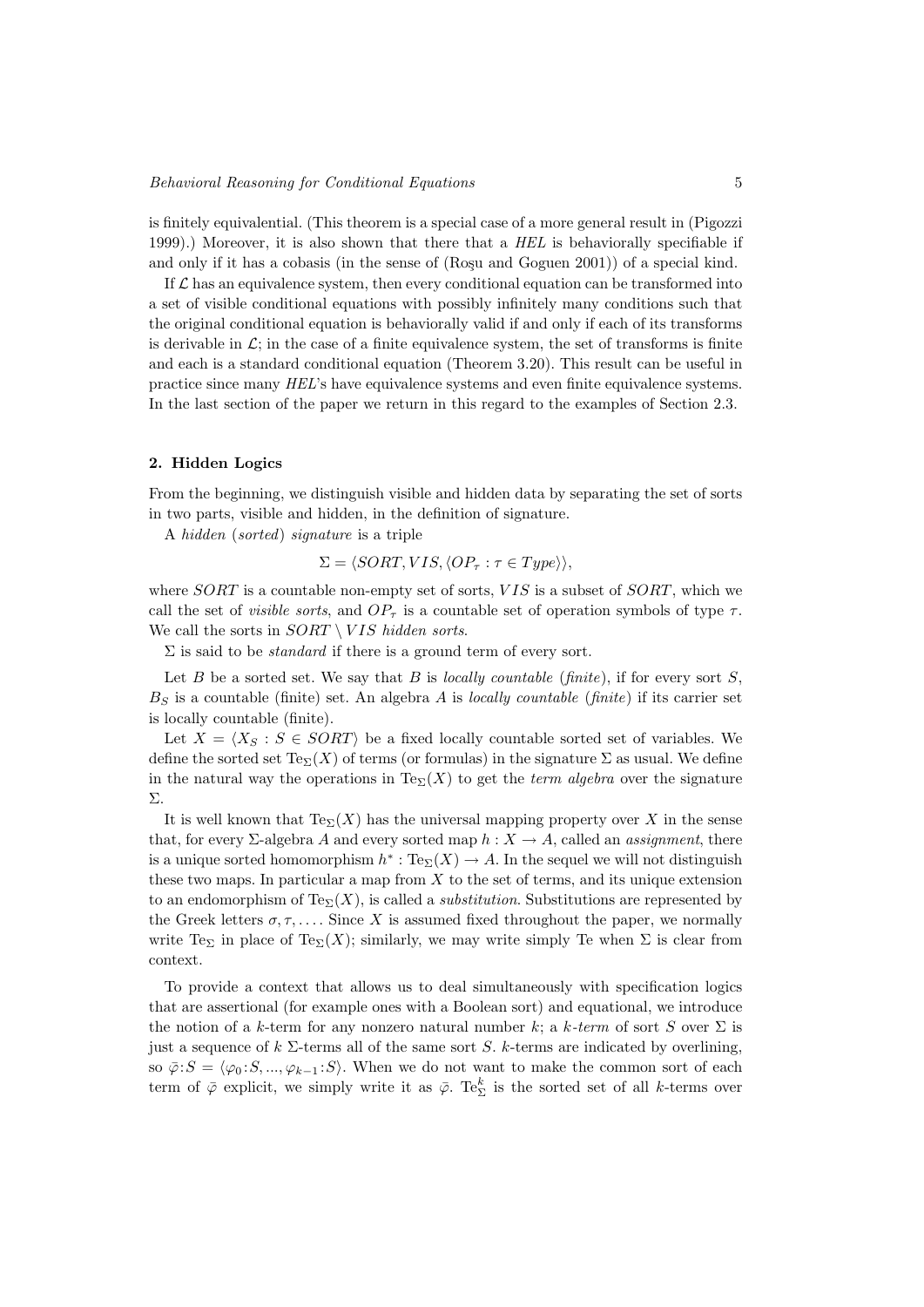is finitely equivalential. (This theorem is a special case of a more general result in (Pigozzi 1999).) Moreover, it is also shown that there that a *HEL* is behaviorally specifiable if and only if it has a cobasis (in the sense of (Roşu and Goguen 2001)) of a special kind.

If $\mathcal{L}$ has an equivalence system, then every conditional equation can be transformed into a set of visible conditional equations with possibly infinitely many conditions such that the original conditional equation is behaviorally valid if and only if each of its transforms is derivable in $\mathcal{L}$; in the case of a finite equivalence system, the set of transforms is finite and each is a standard conditional equation (Theorem 3.20). This result can be useful in practice since many *HEL*'s have equivalence systems and even finite equivalence systems. In the last section of the paper we return in this regard to the examples of Section 2.3.

## 2. Hidden Logics

From the beginning, we distinguish visible and hidden data by separating the set of sorts in two parts, visible and hidden, in the definition of signature.

A *hidden* (*sorted*) *signature* is a triple

$$\Sigma = \langle SORT, VIS, \langle OP_\tau : \tau \in Type \rangle \rangle,$$

where $SORT$ is a countable non-empty set of sorts, $VIS$ is a subset of $SORT$, which we call the set of *visible sorts*, and $OP_\tau$ is a countable set of operation symbols of type $\tau$. We call the sorts in $SORT \setminus VIS$ *hidden sorts*.

$\Sigma$ is said to be *standard* if there is a ground term of every sort.

Let $B$ be a sorted set. We say that $B$ is *locally countable* (*finite*), if for every sort $S$, $B_S$ is a countable (finite) set. An algebra $A$ is *locally countable* (*finite*) if its carrier set is locally countable (finite).

Let $X = \langle X_S : S \in SORT \rangle$ be a fixed locally countable sorted set of variables. We define the sorted set $\mathrm{Te}_\Sigma(X)$ of terms (or formulas) in the signature $\Sigma$ as usual. We define in the natural way the operations in $\mathrm{Te}_\Sigma(X)$ to get the *term algebra* over the signature $\Sigma$.

It is well known that $\mathrm{Te}_\Sigma(X)$ has the universal mapping property over $X$ in the sense that, for every $\Sigma$-algebra $A$ and every sorted map $h : X \to A$, called an *assignment*, there is a unique sorted homomorphism $h^* : \mathrm{Te}_\Sigma(X) \to A$. In the sequel we will not distinguish these two maps. In particular a map from $X$ to the set of terms, and its unique extension to an endomorphism of $\mathrm{Te}_\Sigma(X)$, is called a *substitution*. Substitutions are represented by the Greek letters $\sigma, \tau, \ldots$. Since $X$ is assumed fixed throughout the paper, we normally write $\mathrm{Te}_\Sigma$ in place of $\mathrm{Te}_\Sigma(X)$; similarly, we may write simply Te when $\Sigma$ is clear from context.

To provide a context that allows us to deal simultaneously with specification logics that are assertional (for example ones with a Boolean sort) and equational, we introduce the notion of a $k$-term for any nonzero natural number $k$; a *$k$-term* of sort $S$ over $\Sigma$ is just a sequence of $k$ $\Sigma$-terms all of the same sort $S$. $k$-terms are indicated by overlining, so $\bar{\varphi}{:}S = \langle \varphi_0{:}S, ..., \varphi_{k-1}{:}S \rangle$. When we do not want to make the common sort of each term of $\bar{\varphi}$ explicit, we simply write it as $\bar{\varphi}$. $\mathrm{Te}^k_\Sigma$ is the sorted set of all $k$-terms over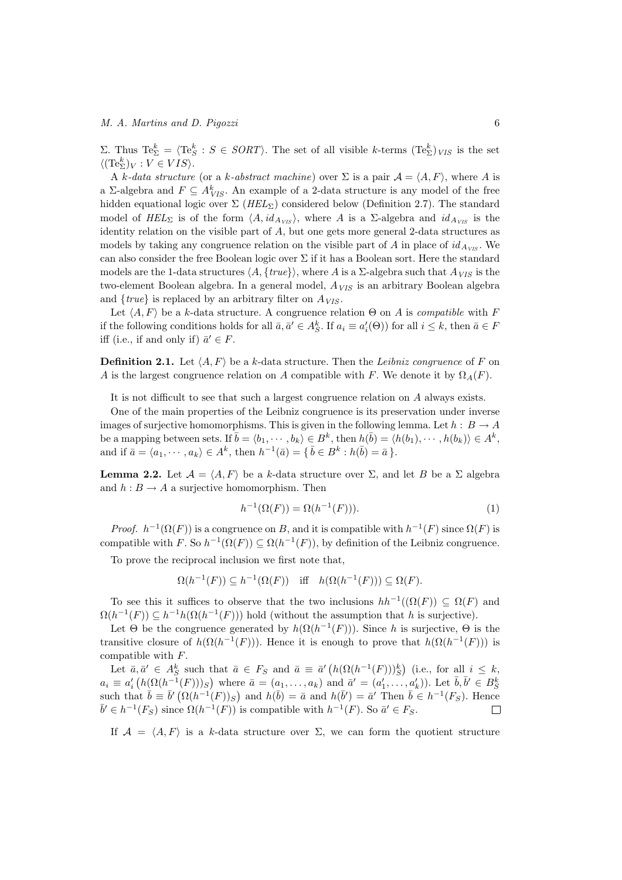$\Sigma$. Thus $\mathrm{Te}^k_\Sigma = \langle \mathrm{Te}^k_S : S \in SORT\rangle$. The set of all visible $k$-terms $(\mathrm{Te}^k_\Sigma)_{VIS}$ is the set $\langle (\mathrm{Te}^k_\Sigma)_V : V \in VIS\rangle$.

A *$k$-data structure* (or a *$k$-abstract machine*) over $\Sigma$ is a pair $\mathcal{A} = \langle A, F\rangle$, where $A$ is a $\Sigma$-algebra and $F \subseteq A^k_{VIS}$. An example of a 2-data structure is any model of the free hidden equational logic over $\Sigma$ ($HEL_\Sigma$) considered below (Definition 2.7). The standard model of $HEL_\Sigma$ is of the form $\langle A, id_{A_{VIS}}\rangle$, where $A$ is a $\Sigma$-algebra and $id_{A_{VIS}}$ is the identity relation on the visible part of $A$, but one gets more general 2-data structures as models by taking any congruence relation on the visible part of $A$ in place of $id_{A_{VIS}}$. We can also consider the free Boolean logic over $\Sigma$ if it has a Boolean sort. Here the standard models are the 1-data structures $\langle A, \{true\}\rangle$, where $A$ is a $\Sigma$-algebra such that $A_{VIS}$ is the two-element Boolean algebra. In a general model, $A_{VIS}$ is an arbitrary Boolean algebra and $\{true\}$ is replaced by an arbitrary filter on $A_{VIS}$.

Let $\langle A, F\rangle$ be a $k$-data structure. A congruence relation $\Theta$ on $A$ is *compatible* with $F$ if the following conditions holds for all $\bar{a}, \bar{a}' \in A^k_S$. If $a_i \equiv a'_i(\Theta))$ for all $i \leq k$, then $\bar{a} \in F$ iff (i.e., if and only if) $\bar{a}' \in F$.

**Definition 2.1.** Let $\langle A, F\rangle$ be a $k$-data structure. Then the *Leibniz congruence* of $F$ on $A$ is the largest congruence relation on $A$ compatible with $F$. We denote it by $\Omega_A(F)$.

It is not difficult to see that such a largest congruence relation on $A$ always exists.

One of the main properties of the Leibniz congruence is its preservation under inverse images of surjective homomorphisms. This is given in the following lemma. Let $h : B \to A$ be a mapping between sets. If $\bar{b} = \langle b_1, \cdots, b_k\rangle \in B^k$, then $h(\bar{b}) = \langle h(b_1), \cdots, h(b_k)\rangle \in A^k$, and if $\bar{a} = \langle a_1, \cdots, a_k\rangle \in A^k$, then $h^{-1}(\bar{a}) = \{\, \bar{b} \in B^k : h(\bar{b}) = \bar{a}\,\}$.

**Lemma 2.2.** Let $\mathcal{A} = \langle A, F\rangle$ be a $k$-data structure over $\Sigma$, and let $B$ be a $\Sigma$ algebra and $h : B \to A$ a surjective homomorphism. Then

$$h^{-1}(\Omega(F)) = \Omega(h^{-1}(F))). \tag{1}$$

*Proof.* $h^{-1}(\Omega(F))$ is a congruence on $B$, and it is compatible with $h^{-1}(F)$ since $\Omega(F)$ is compatible with $F$. So $h^{-1}(\Omega(F)) \subseteq \Omega(h^{-1}(F))$, by definition of the Leibniz congruence.

To prove the reciprocal inclusion we first note that,

$$\Omega(h^{-1}(F)) \subseteq h^{-1}(\Omega(F)) \quad \text{iff} \quad h(\Omega(h^{-1}(F))) \subseteq \Omega(F).$$

To see this it suffices to observe that the two inclusions $hh^{-1}((\Omega(F)) \subseteq \Omega(F)$ and $\Omega(h^{-1}(F)) \subseteq h^{-1}h(\Omega(h^{-1}(F)))$ hold (without the assumption that $h$ is surjective).

Let $\Theta$ be the congruence generated by $h(\Omega(h^{-1}(F)))$. Since $h$ is surjective, $\Theta$ is the transitive closure of $h(\Omega(h^{-1}(F)))$. Hence it is enough to prove that $h(\Omega(h^{-1}(F)))$ is compatible with $F$.

Let $\bar{a}, \bar{a}' \in A^k_S$ such that $\bar{a} \in F_S$ and $\bar{a} \equiv \bar{a}' \left(h(\Omega(h^{-1}(F)))^k_S\right)$ (i.e., for all $i \leq k$, $a_i \equiv a'_i \left(h(\Omega(h^{-1}(F)))_S\right)$ where $\bar{a} = (a_1, \ldots, a_k)$ and $\bar{a}' = (a'_1, \ldots, a'_k)$). Let $\bar{b}, \bar{b}' \in B^k_S$ such that $\bar{b} \equiv \bar{b}' \left(\Omega(h^{-1}(F))_S\right)$ and $h(\bar{b}) = \bar{a}$ and $h(\bar{b}') = \bar{a}'$ Then $\bar{b} \in h^{-1}(F_S)$. Hence $\bar{b}' \in h^{-1}(F_S)$ since $\Omega(h^{-1}(F))$ is compatible with $h^{-1}(F)$. So $\bar{a}' \in F_S$. $\square$

If $\mathcal{A} = \langle A, F\rangle$ is a $k$-data structure over $\Sigma$, we can form the quotient structure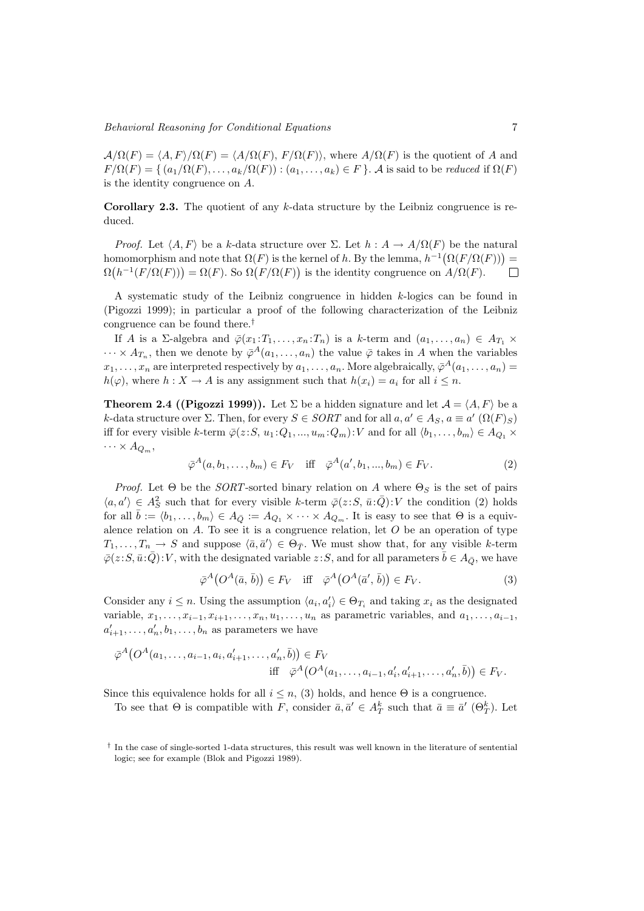$\mathcal{A}/\Omega(F) = \langle A, F\rangle/\Omega(F) = \langle A/\Omega(F),\, F/\Omega(F)\rangle$, where $A/\Omega(F)$ is the quotient of $A$ and $F/\Omega(F) = \{\, (a_1/\Omega(F), \dots, a_k/\Omega(F)) : (a_1, \dots, a_k) \in F \,\}$. $\mathcal{A}$ is said to be *reduced* if $\Omega(F)$ is the identity congruence on $A$.

**Corollary 2.3.** The quotient of any $k$-data structure by the Leibniz congruence is reduced.

*Proof.* Let $\langle A, F\rangle$ be a $k$-data structure over $\Sigma$. Let $h : A \to A/\Omega(F)$ be the natural homomorphism and note that $\Omega(F)$ is the kernel of $h$. By the lemma, $h^{-1}\big(\Omega(F/\Omega(F))\big) = \Omega\big(h^{-1}(F/\Omega(F))\big) = \Omega(F)$. So $\Omega\big(F/\Omega(F)\big)$ is the identity congruence on $A/\Omega(F)$. $\square$

A systematic study of the Leibniz congruence in hidden $k$-logics can be found in (Pigozzi 1999); in particular a proof of the following characterization of the Leibniz congruence can be found there.[†]

If $A$ is a $\Sigma$-algebra and $\bar\varphi(x_1{:}T_1, \dots, x_n{:}T_n)$ is a $k$-term and $(a_1, \dots, a_n) \in A_{T_1} \times \cdots \times A_{T_n}$, then we denote by $\bar\varphi^A(a_1, \dots, a_n)$ the value $\bar\varphi$ takes in $A$ when the variables $x_1, \dots, x_n$ are interpreted respectively by $a_1, \dots, a_n$. More algebraically, $\bar\varphi^A(a_1, \dots, a_n) = h(\varphi)$, where $h : X \to A$ is any assignment such that $h(x_i) = a_i$ for all $i \le n$.

**Theorem 2.4 ((Pigozzi 1999)).** Let $\Sigma$ be a hidden signature and let $\mathcal{A} = \langle A, F\rangle$ be a $k$-data structure over $\Sigma$. Then, for every $S \in SORT$ and for all $a, a' \in A_S$, $a \equiv a'$ $(\Omega(F)_S)$ iff for every visible $k$-term $\bar\varphi(z{:}S,\, u_1{:}Q_1, ..., u_m{:}Q_m){:}V$ and for all $\langle b_1, \dots, b_m\rangle \in A_{Q_1} \times \cdots \times A_{Q_m}$,

$$\bar\varphi^A(a, b_1, \dots, b_m) \in F_V \quad \text{iff} \quad \bar\varphi^A(a', b_1, ..., b_m) \in F_V. \tag{2}$$

*Proof.* Let $\Theta$ be the $SORT$-sorted binary relation on $A$ where $\Theta_S$ is the set of pairs $\langle a, a'\rangle \in A_S^2$ such that for every visible $k$-term $\bar\varphi(z{:}S,\, \bar u{:}\bar Q){:}V$ the condition (2) holds for all $\bar b := \langle b_1, \dots, b_m\rangle \in A_{\bar Q} := A_{Q_1} \times \cdots \times A_{Q_m}$. It is easy to see that $\Theta$ is a equivalence relation on $A$. To see it is a congruence relation, let $O$ be an operation of type $T_1, \dots, T_n \to S$ and suppose $\langle \bar a, \bar a'\rangle \in \Theta_{\bar T}$. We must show that, for any visible $k$-term $\bar\varphi(z{:}S, \bar u{:}\bar Q){:}V$, with the designated variable $z{:}S$, and for all parameters $\bar b \in A_{\bar Q}$, we have

$$\bar\varphi^A\big(O^A(\bar a,\, \bar b)\big) \in F_V \quad \text{iff} \quad \bar\varphi^A\big(O^A(\bar a',\, \bar b)\big) \in F_V. \tag{3}$$

Consider any $i \le n$. Using the assumption $\langle a_i, a_i'\rangle \in \Theta_{T_i}$ and taking $x_i$ as the designated variable, $x_1, \dots, x_{i-1}, x_{i+1}, \dots, x_n, u_1, \dots, u_n$ as parametric variables, and $a_1, \dots, a_{i-1}, a'_{i+1}, \dots, a'_n, b_1, \dots, b_n$ as parameters we have

$$\begin{aligned}\bar\varphi^A\big(O^A(a_1, \dots, a_{i-1}, a_i, a'_{i+1}, \dots, a'_n, \bar b)\big) &\in F_V\\ \text{iff} \quad \bar\varphi^A\big(O^A(a_1, \dots, a_{i-1}, a'_i, a'_{i+1}, \dots, a'_n, \bar b)\big) &\in F_V.\end{aligned}$$

Since this equivalence holds for all $i \le n$, (3) holds, and hence $\Theta$ is a congruence.

To see that $\Theta$ is compatible with $F$, consider $\bar a, \bar a' \in A_T^k$ such that $\bar a \equiv \bar a'$ $(\Theta_T^k)$. Let

[†] In the case of single-sorted 1-data structures, this result was well known in the literature of sentential logic; see for example (Blok and Pigozzi 1989).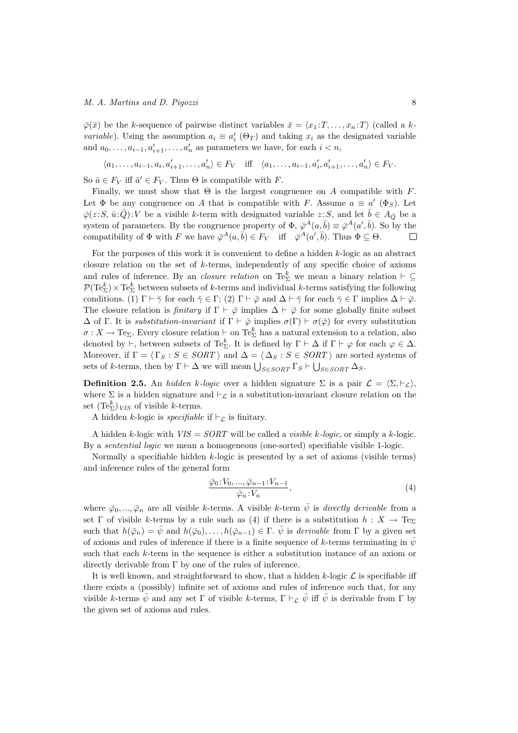$\bar{\varphi}(\bar{x})$ be the $k$-sequence of pairwise distinct variables $\bar{x} = \langle x_1{:}T, \dots, x_n{:}T \rangle$ (called a $k$-*variable*). Using the assumption $a_i \equiv a'_i \ (\Theta_T)$ and taking $x_i$ as the designated variable and $a_0, \dots, a_{i-1}, a'_{i+1}, \dots, a'_n$ as parameters we have, for each $i < n$,

$$\langle a_1, \dots, a_{i-1}, a_i, a'_{i+1}, \dots, a'_n \rangle \in F_V \quad \text{iff} \quad \langle a_1, \dots, a_{i-1}, a'_i, a'_{i+1}, \dots, a'_n \rangle \in F_V.$$

So $\bar{a} \in F_V$ iff $\bar{a}' \in F_V$. Thus $\Theta$ is compatible with $F$.

Finally, we must show that $\Theta$ is the largest congruence on $A$ compatible with $F$. Let $\Phi$ be any congruence on $A$ that is compatible with $F$. Assume $a \equiv a' \ (\Phi_S)$. Let $\bar{\varphi}(z{:}S,\ \bar{u}{:}\bar{Q}){:}V$ be a visible $k$-term with designated variable $z{:}S$, and let $\bar{b} \in A_{\bar{Q}}$ be a system of parameters. By the congruence property of $\Phi$, $\bar{\varphi}^A(a, \bar{b}) \equiv \bar{\varphi}^A(a', \bar{b})$. So by the compatibility of $\Phi$ with $F$ we have $\bar{\varphi}^A(a, \bar{b}) \in F_V$ iff $\bar{\varphi}^A(a', \bar{b})$. Thus $\Phi \subseteq \Theta$. □

For the purposes of this work it is convenient to define a hidden $k$-logic as an abstract closure relation on the set of $k$-terms, independently of any specific choice of axioms and rules of inference. By an *closure relation* on $\mathrm{Te}^k_\Sigma$ we mean a binary relation $\vdash \ \subseteq \mathcal{P}(\mathrm{Te}^k_\Sigma) \times \mathrm{Te}^k_\Sigma$ between subsets of $k$-terms and individual $k$-terms satisfying the following conditions. (1) $\Gamma \vdash \bar{\gamma}$ for each $\bar{\gamma} \in \Gamma$; (2) $\Gamma \vdash \bar{\varphi}$ and $\Delta \vdash \bar{\gamma}$ for each $\bar{\gamma} \in \Gamma$ implies $\Delta \vdash \bar{\varphi}$. The closure relation is *finitary* if $\Gamma \vdash \bar{\varphi}$ implies $\Delta \vdash \bar{\varphi}$ for some globally finite subset $\Delta$ of $\Gamma$. It is *substitution-invariant* if $\Gamma \vdash \bar{\varphi}$ implies $\sigma(\Gamma) \vdash \sigma(\bar{\varphi})$ for every substitution $\sigma : X \to \mathrm{Te}_\Sigma$. Every closure relation $\vdash$ on $\mathrm{Te}^k_\Sigma$ has a natural extension to a relation, also denoted by $\vdash$, between subsets of $\mathrm{Te}^k_\Sigma$. It is defined by $\Gamma \vdash \Delta$ if $\Gamma \vdash \varphi$ for each $\varphi \in \Delta$. Moreover, if $\Gamma = \langle\, \Gamma_S : S \in \mathit{SORT}\,\rangle$ and $\Delta = \langle\, \Delta_S : S \in \mathit{SORT}\,\rangle$ are sorted systems of sets of $k$-terms, then by $\Gamma \vdash \Delta$ we will mean $\bigcup_{S \in \mathit{SORT}} \Gamma_S \vdash \bigcup_{S \in \mathit{SORT}} \Delta_S$.

**Definition 2.5.** An *hidden $k$-logic* over a hidden signature $\Sigma$ is a pair $\mathcal{L} = \langle \Sigma, \vdash_\mathcal{L} \rangle$, where $\Sigma$ is a hidden signature and $\vdash_\mathcal{L}$ is a substitution-invariant closure relation on the set $(\mathrm{Te}^k_\Sigma)_{\mathit{VIS}}$ of visible $k$-terms.

A hidden $k$-logic is *specifiable* if $\vdash_\mathcal{L}$ is finitary.

A hidden $k$-logic with $\mathit{VIS} = \mathit{SORT}$ will be called a *visible $k$-logic*, or simply a $k$-logic. By a *sentential logic* we mean a homogeneous (one-sorted) specifiable visible 1-logic.

Normally a specifiable hidden $k$-logic is presented by a set of axioms (visible terms) and inference rules of the general form

$$\frac{\bar{\varphi}_0{:}V_0, \dots, \bar{\varphi}_{n-1}{:}V_{n-1}}{\bar{\varphi}_n{:}V_n}, \tag{4}$$

where $\bar{\varphi}_0, \dots, \bar{\varphi}_n$ are all visible $k$-terms. A visible $k$-term $\bar{\psi}$ is *directly derivable* from a set $\Gamma$ of visible $k$-terms by a rule such as (4) if there is a substitution $h : X \to \mathrm{Te}_\Sigma$ such that $h(\bar{\varphi}_n) = \bar{\psi}$ and $h(\bar{\varphi}_0), \dots, h(\bar{\varphi}_{n-1}) \in \Gamma$. $\bar{\psi}$ is *derivable* from $\Gamma$ by a given set of axioms and rules of inference if there is a finite sequence of $k$-terms terminating in $\bar{\psi}$ such that each $k$-term in the sequence is either a substitution instance of an axiom or directly derivable from $\Gamma$ by one of the rules of inference.

It is well known, and straightforward to show, that a hidden $k$-logic $\mathcal{L}$ is specifiable iff there exists a (possibly) infinite set of axioms and rules of inference such that, for any visible $k$-terms $\bar{\psi}$ and any set $\Gamma$ of visible $k$-terms, $\Gamma \vdash_\mathcal{L} \bar{\psi}$ iff $\bar{\psi}$ is derivable from $\Gamma$ by the given set of axioms and rules.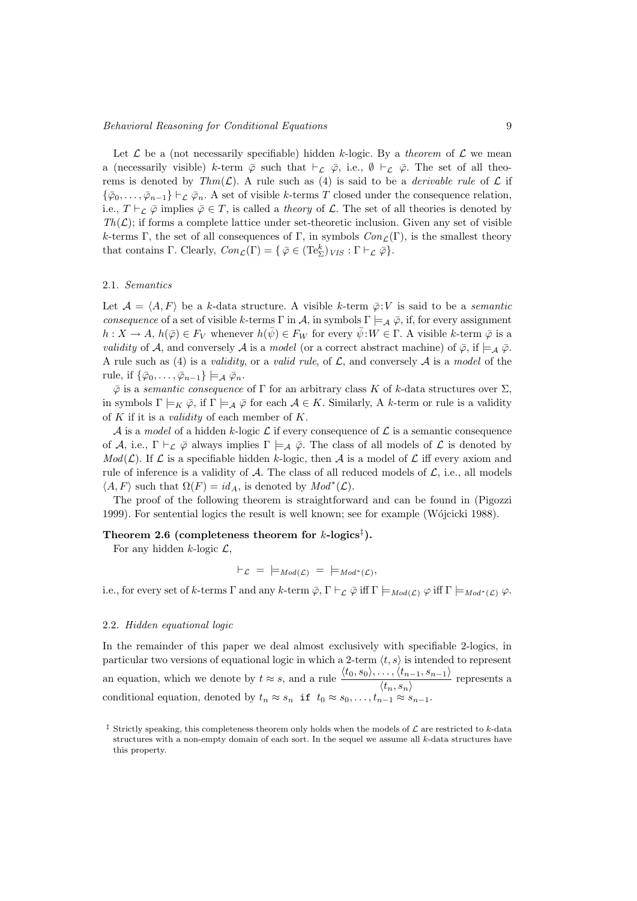Let $\mathcal{L}$ be a (not necessarily specifiable) hidden $k$-logic. By a *theorem* of $\mathcal{L}$ we mean a (necessarily visible) $k$-term $\bar{\varphi}$ such that $\vdash_{\mathcal{L}} \bar{\varphi}$, i.e., $\emptyset \vdash_{\mathcal{L}} \bar{\varphi}$. The set of all theorems is denoted by $Thm(\mathcal{L})$. A rule such as (4) is said to be a *derivable rule* of $\mathcal{L}$ if $\{\bar{\varphi}_0, \dots, \bar{\varphi}_{n-1}\} \vdash_{\mathcal{L}} \bar{\varphi}_n$. A set of visible $k$-terms $T$ closed under the consequence relation, i.e., $T \vdash_{\mathcal{L}} \bar{\varphi}$ implies $\bar{\varphi} \in T$, is called a *theory* of $\mathcal{L}$. The set of all theories is denoted by $Th(\mathcal{L})$; if forms a complete lattice under set-theoretic inclusion. Given any set of visible $k$-terms $\Gamma$, the set of all consequences of $\Gamma$, in symbols $Con_{\mathcal{L}}(\Gamma)$, is the smallest theory that contains $\Gamma$. Clearly, $Con_{\mathcal{L}}(\Gamma) = \{\, \bar{\varphi} \in (\mathrm{Te}^k_\Sigma)_{VIS} : \Gamma \vdash_{\mathcal{L}} \bar{\varphi} \}$.

### 2.1. *Semantics*

Let $\mathcal{A} = \langle A, F \rangle$ be a $k$-data structure. A visible $k$-term $\bar{\varphi}{:}V$ is said to be a *semantic consequence* of a set of visible $k$-terms $\Gamma$ in $\mathcal{A}$, in symbols $\Gamma \models_{\mathcal{A}} \bar{\varphi}$, if, for every assignment $h : X \to A$, $h(\bar{\varphi}) \in F_V$ whenever $h(\bar{\psi}) \in F_W$ for every $\bar{\psi}{:}W \in \Gamma$. A visible $k$-term $\bar{\varphi}$ is a *validity* of $\mathcal{A}$, and conversely $\mathcal{A}$ is a *model* (or a correct abstract machine) of $\bar{\varphi}$, if $\models_{\mathcal{A}} \bar{\varphi}$. A rule such as (4) is a *validity*, or a *valid rule*, of $\mathcal{L}$, and conversely $\mathcal{A}$ is a *model* of the rule, if $\{\bar{\varphi}_0, \dots, \bar{\varphi}_{n-1}\} \models_{\mathcal{A}} \bar{\varphi}_n$.

$\bar{\varphi}$ is a *semantic consequence* of $\Gamma$ for an arbitrary class $K$ of $k$-data structures over $\Sigma$, in symbols $\Gamma \models_K \bar{\varphi}$, if $\Gamma \models_{\mathcal{A}} \bar{\varphi}$ for each $\mathcal{A} \in K$. Similarly, A $k$-term or rule is a validity of $K$ if it is a *validity* of each member of $K$.

$\mathcal{A}$ is a *model* of a hidden $k$-logic $\mathcal{L}$ if every consequence of $\mathcal{L}$ is a semantic consequence of $\mathcal{A}$, i.e., $\Gamma \vdash_{\mathcal{L}} \bar{\varphi}$ always implies $\Gamma \models_{\mathcal{A}} \bar{\varphi}$. The class of all models of $\mathcal{L}$ is denoted by $Mod(\mathcal{L})$. If $\mathcal{L}$ is a specifiable hidden $k$-logic, then $\mathcal{A}$ is a model of $\mathcal{L}$ iff every axiom and rule of inference is a validity of $\mathcal{A}$. The class of all reduced models of $\mathcal{L}$, i.e., all models $\langle A, F \rangle$ such that $\Omega(F) = id_A$, is denoted by $Mod^*(\mathcal{L})$.

The proof of the following theorem is straightforward and can be found in (Pigozzi 1999). For sentential logics the result is well known; see for example (Wójcicki 1988).

**Theorem 2.6 (completeness theorem for $k$-logics[‡]).**

For any hidden $k$-logic $\mathcal{L}$,

$$\vdash_{\mathcal{L}} \; = \; \models_{Mod(\mathcal{L})} \; = \; \models_{Mod^*(\mathcal{L})},$$

i.e., for every set of $k$-terms $\Gamma$ and any $k$-term $\bar{\varphi}$, $\Gamma \vdash_{\mathcal{L}} \bar{\varphi}$ iff $\Gamma \models_{Mod(\mathcal{L})} \varphi$ iff $\Gamma \models_{Mod^*(\mathcal{L})} \varphi$.

### 2.2. *Hidden equational logic*

In the remainder of this paper we deal almost exclusively with specifiable 2-logics, in particular two versions of equational logic in which a 2-term $\langle t, s \rangle$ is intended to represent an equation, which we denote by $t \approx s$, and a rule $\dfrac{\langle t_0, s_0 \rangle, \dots, \langle t_{n-1}, s_{n-1} \rangle}{\langle t_n, s_n \rangle}$ represents a conditional equation, denoted by $t_n \approx s_n$ `if` $t_0 \approx s_0, \dots, t_{n-1} \approx s_{n-1}$.

[‡] Strictly speaking, this completeness theorem only holds when the models of $\mathcal{L}$ are restricted to $k$-data structures with a non-empty domain of each sort. In the sequel we assume all $k$-data structures have this property.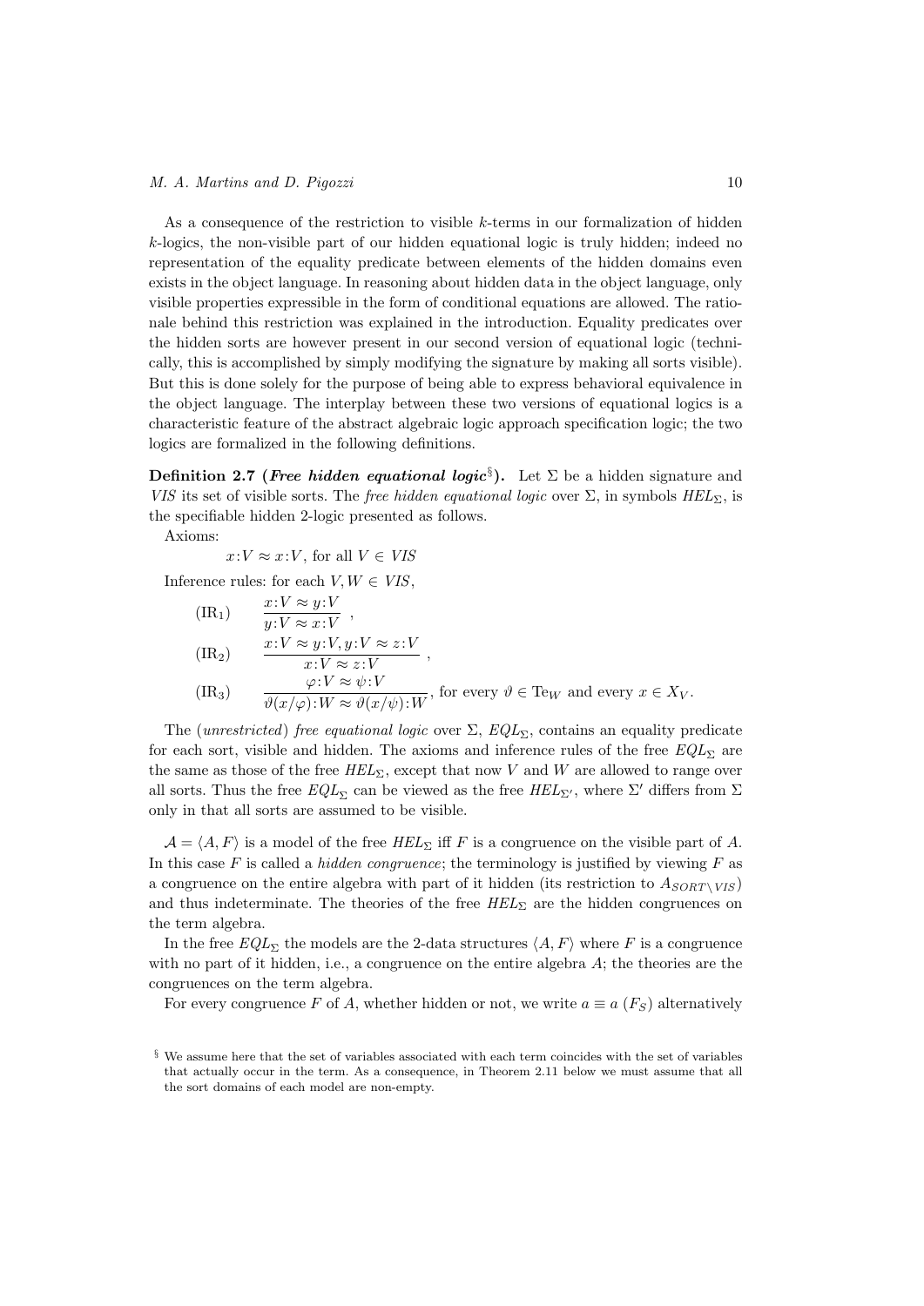As a consequence of the restriction to visible $k$-terms in our formalization of hidden $k$-logics, the non-visible part of our hidden equational logic is truly hidden; indeed no representation of the equality predicate between elements of the hidden domains even exists in the object language. In reasoning about hidden data in the object language, only visible properties expressible in the form of conditional equations are allowed. The rationale behind this restriction was explained in the introduction. Equality predicates over the hidden sorts are however present in our second version of equational logic (technically, this is accomplished by simply modifying the signature by making all sorts visible). But this is done solely for the purpose of being able to express behavioral equivalence in the object language. The interplay between these two versions of equational logics is a characteristic feature of the abstract algebraic logic approach specification logic; the two logics are formalized in the following definitions.

**Definition 2.7 (*Free hidden equational logic*[§]).** Let $\Sigma$ be a hidden signature and $VIS$ its set of visible sorts. The *free hidden equational logic* over $\Sigma$, in symbols $HEL_\Sigma$, is the specifiable hidden 2-logic presented as follows.

Axioms:

$$x{:}V \approx x{:}V, \text{ for all } V \in VIS$$

Inference rules: for each $V, W \in VIS$,

$$(\mathrm{IR}_1) \qquad \frac{x{:}V \approx y{:}V}{y{:}V \approx x{:}V}\ ,$$

$$(\mathrm{IR}_2) \qquad \frac{x{:}V \approx y{:}V, y{:}V \approx z{:}V}{x{:}V \approx z{:}V}\ ,$$

$$(\mathrm{IR}_3) \qquad \frac{\varphi{:}V \approx \psi{:}V}{\vartheta(x/\varphi){:}W \approx \vartheta(x/\psi){:}W}, \text{ for every } \vartheta \in \mathrm{Te}_W \text{ and every } x \in X_V.$$

The (*unrestricted*) *free equational logic* over $\Sigma$, $EQL_\Sigma$, contains an equality predicate for each sort, visible and hidden. The axioms and inference rules of the free $EQL_\Sigma$ are the same as those of the free $HEL_\Sigma$, except that now $V$ and $W$ are allowed to range over all sorts. Thus the free $EQL_\Sigma$ can be viewed as the free $HEL_{\Sigma'}$, where $\Sigma'$ differs from $\Sigma$ only in that all sorts are assumed to be visible.

$\mathcal{A} = \langle A, F\rangle$ is a model of the free $HEL_\Sigma$ iff $F$ is a congruence on the visible part of $A$. In this case $F$ is called a *hidden congruence*; the terminology is justified by viewing $F$ as a congruence on the entire algebra with part of it hidden (its restriction to $A_{SORT\setminus VIS}$) and thus indeterminate. The theories of the free $HEL_\Sigma$ are the hidden congruences on the term algebra.

In the free $EQL_\Sigma$ the models are the 2-data structures $\langle A, F\rangle$ where $F$ is a congruence with no part of it hidden, i.e., a congruence on the entire algebra $A$; the theories are the congruences on the term algebra.

For every congruence $F$ of $A$, whether hidden or not, we write $a \equiv a\ (F_S)$ alternatively

[§] We assume here that the set of variables associated with each term coincides with the set of variables that actually occur in the term. As a consequence, in Theorem 2.11 below we must assume that all the sort domains of each model are non-empty.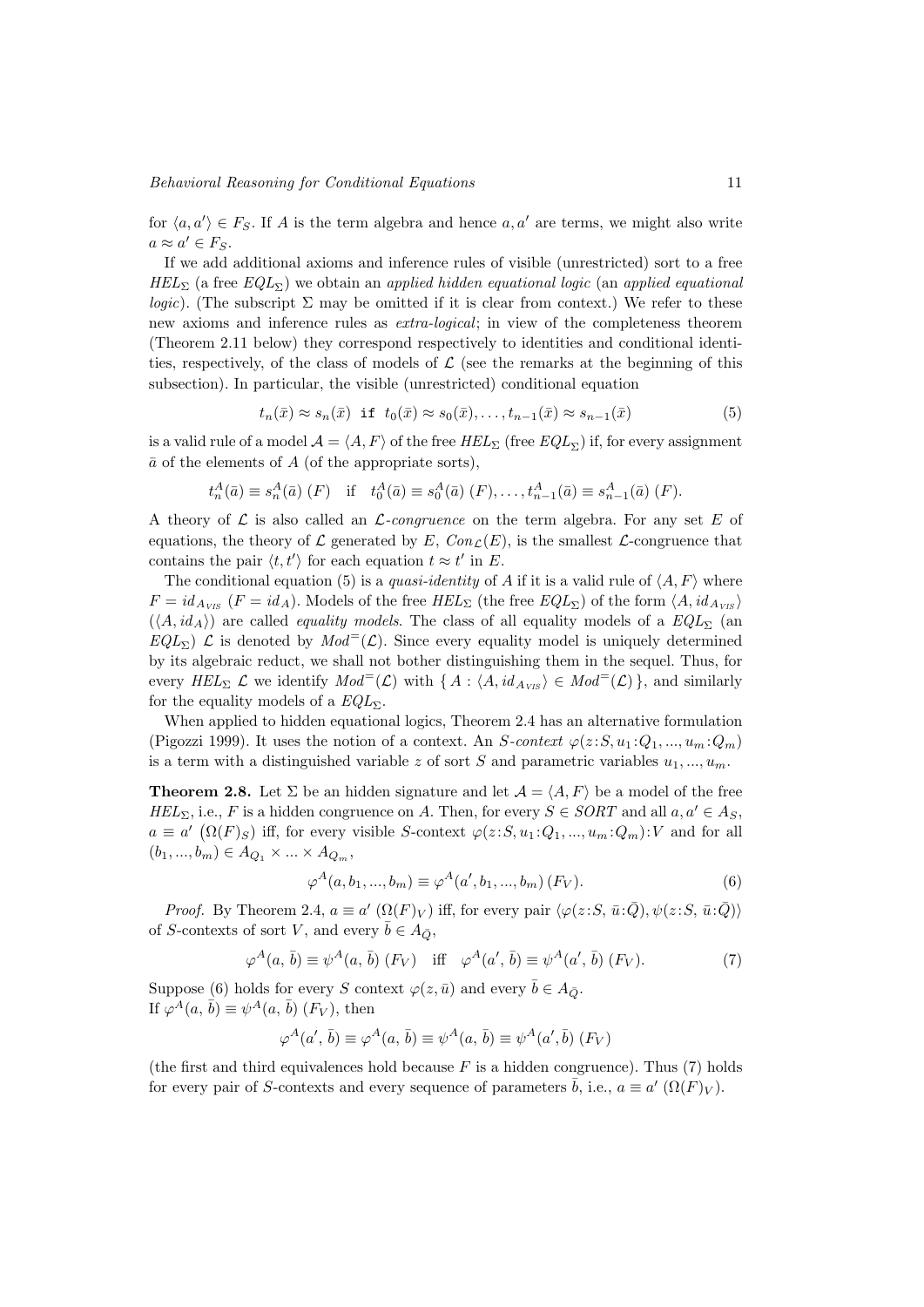for $\langle a, a' \rangle \in F_S$. If $A$ is the term algebra and hence $a, a'$ are terms, we might also write $a \approx a' \in F_S$.

If we add additional axioms and inference rules of visible (unrestricted) sort to a free $HEL_\Sigma$ (a free $EQL_\Sigma$) we obtain an *applied hidden equational logic* (an *applied equational logic*). (The subscript $\Sigma$ may be omitted if it is clear from context.) We refer to these new axioms and inference rules as *extra-logical*; in view of the completeness theorem (Theorem 2.11 below) they correspond respectively to identities and conditional identities, respectively, of the class of models of $\mathcal{L}$ (see the remarks at the beginning of this subsection). In particular, the visible (unrestricted) conditional equation

$$t_n(\bar{x}) \approx s_n(\bar{x}) \texttt{ if } t_0(\bar{x}) \approx s_0(\bar{x}), \ldots, t_{n-1}(\bar{x}) \approx s_{n-1}(\bar{x}) \tag{5}$$

is a valid rule of a model $\mathcal{A} = \langle A, F \rangle$ of the free $HEL_\Sigma$ (free $EQL_\Sigma$) if, for every assignment $\bar{a}$ of the elements of $A$ (of the appropriate sorts),

$$t_n^A(\bar{a}) \equiv s_n^A(\bar{a}) \ (F) \quad \text{if} \quad t_0^A(\bar{a}) \equiv s_0^A(\bar{a}) \ (F), \ldots, t_{n-1}^A(\bar{a}) \equiv s_{n-1}^A(\bar{a}) \ (F).$$

A theory of $\mathcal{L}$ is also called an $\mathcal{L}$*-congruence* on the term algebra. For any set $E$ of equations, the theory of $\mathcal{L}$ generated by $E$, $Con_\mathcal{L}(E)$, is the smallest $\mathcal{L}$-congruence that contains the pair $\langle t, t' \rangle$ for each equation $t \approx t'$ in $E$.

The conditional equation (5) is a *quasi-identity* of $A$ if it is a valid rule of $\langle A, F \rangle$ where $F = id_{A_{VIS}}$ ($F = id_A$). Models of the free $HEL_\Sigma$ (the free $EQL_\Sigma$) of the form $\langle A, id_{A_{VIS}} \rangle$ ($\langle A, id_A \rangle$) are called *equality models*. The class of all equality models of a $EQL_\Sigma$ (an $EQL_\Sigma$) $\mathcal{L}$ is denoted by $Mod^=(\mathcal{L})$. Since every equality model is uniquely determined by its algebraic reduct, we shall not bother distinguishing them in the sequel. Thus, for every $HEL_\Sigma$ $\mathcal{L}$ we identify $Mod^=(\mathcal{L})$ with $\{ A : \langle A, id_{A_{VIS}} \rangle \in Mod^=(\mathcal{L}) \}$, and similarly for the equality models of a $EQL_\Sigma$.

When applied to hidden equational logics, Theorem 2.4 has an alternative formulation (Pigozzi 1999). It uses the notion of a context. An $S$*-context* $\varphi(z{:}S, u_1{:}Q_1, ..., u_m{:}Q_m)$ is a term with a distinguished variable $z$ of sort $S$ and parametric variables $u_1, ..., u_m$.

**Theorem 2.8.** Let $\Sigma$ be an hidden signature and let $\mathcal{A} = \langle A, F \rangle$ be a model of the free $HEL_\Sigma$, i.e., $F$ is a hidden congruence on $A$. Then, for every $S \in SORT$ and all $a, a' \in A_S$, $a \equiv a' \ \big(\Omega(F)_S\big)$ iff, for every visible $S$-context $\varphi(z{:}S, u_1{:}Q_1, ..., u_m{:}Q_m){:}V$ and for all $(b_1, ..., b_m) \in A_{Q_1} \times ... \times A_{Q_m}$,

$$\varphi^A(a, b_1, ..., b_m) \equiv \varphi^A(a', b_1, ..., b_m) \ (F_V). \tag{6}$$

*Proof.* By Theorem 2.4, $a \equiv a' \ (\Omega(F)_V)$ iff, for every pair $\langle \varphi(z{:}S, \bar{u}{:}\bar{Q}), \psi(z{:}S, \bar{u}{:}\bar{Q}) \rangle$ of $S$-contexts of sort $V$, and every $\bar{b} \in A_{\bar{Q}}$,

$$\varphi^A(a, \bar{b}) \equiv \psi^A(a, \bar{b}) \ (F_V) \quad \text{iff} \quad \varphi^A(a', \bar{b}) \equiv \psi^A(a', \bar{b}) \ (F_V). \tag{7}$$

Suppose (6) holds for every $S$ context $\varphi(z, \bar{u})$ and every $\bar{b} \in A_{\bar{Q}}$.
If $\varphi^A(a, \bar{b}) \equiv \psi^A(a, \bar{b}) \ (F_V)$, then

$$\varphi^A(a', \bar{b}) \equiv \varphi^A(a, \bar{b}) \equiv \psi^A(a, \bar{b}) \equiv \psi^A(a', \bar{b}) \ (F_V)$$

(the first and third equivalences hold because $F$ is a hidden congruence). Thus (7) holds for every pair of $S$-contexts and every sequence of parameters $\bar{b}$, i.e., $a \equiv a' \ (\Omega(F)_V)$.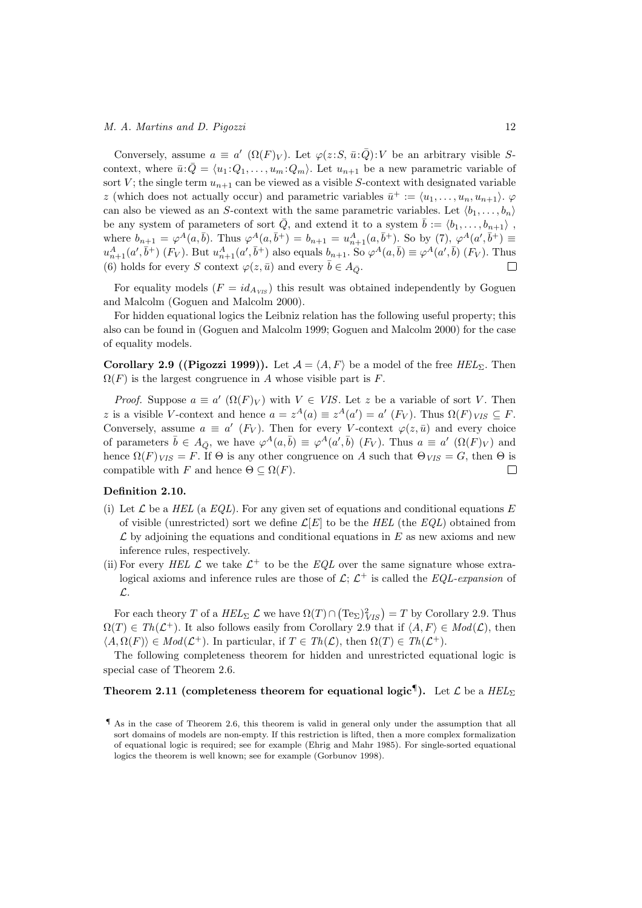Conversely, assume $a \equiv a'$ $(\Omega(F)_V)$. Let $\varphi(z{:}S,\, \bar{u}{:}\bar{Q}){:}V$ be an arbitrary visible $S$-context, where $\bar{u}{:}\bar{Q} = \langle u_1{:}Q_1, \ldots, u_m{:}Q_m\rangle$. Let $u_{n+1}$ be a new parametric variable of sort $V$; the single term $u_{n+1}$ can be viewed as a visible $S$-context with designated variable $z$ (which does not actually occur) and parametric variables $\bar{u}^+ := \langle u_1, \ldots, u_n, u_{n+1}\rangle$. $\varphi$ can also be viewed as an $S$-context with the same parametric variables. Let $\langle b_1, \ldots, b_n\rangle$ be any system of parameters of sort $\bar{Q}$, and extend it to a system $\bar{b} := \langle b_1, \ldots, b_{n+1}\rangle$, where $b_{n+1} = \varphi^A(a, \bar{b})$. Thus $\varphi^A(a, \bar{b}^+) = b_{n+1} = u^A_{n+1}(a, \bar{b}^+)$. So by (7), $\varphi^A(a', \bar{b}^+) \equiv u^A_{n+1}(a', \bar{b}^+)$ $(F_V)$. But $u^A_{n+1}(a', \bar{b}^+)$ also equals $b_{n+1}$. So $\varphi^A(a, \bar{b}) \equiv \varphi^A(a', \bar{b})$ $(F_V)$. Thus (6) holds for every $S$ context $\varphi(z, \bar{u})$ and every $\bar{b} \in A_{\bar{Q}}$. □

For equality models ($F = id_{A_{VIS}}$) this result was obtained independently by Goguen and Malcolm (Goguen and Malcolm 2000).

For hidden equational logics the Leibniz relation has the following useful property; this also can be found in (Goguen and Malcolm 1999; Goguen and Malcolm 2000) for the case of equality models.

**Corollary 2.9 ((Pigozzi 1999)).** Let $\mathcal{A} = \langle A, F\rangle$ be a model of the free $HEL_\Sigma$. Then $\Omega(F)$ is the largest congruence in $A$ whose visible part is $F$.

*Proof.* Suppose $a \equiv a'$ $(\Omega(F)_V)$ with $V \in VIS$. Let $z$ be a variable of sort $V$. Then $z$ is a visible $V$-context and hence $a = z^A(a) \equiv z^A(a') = a'$ $(F_V)$. Thus $\Omega(F)_{VIS} \subseteq F$. Conversely, assume $a \equiv a'$ $(F_V)$. Then for every $V$-context $\varphi(z, \bar{u})$ and every choice of parameters $\bar{b} \in A_{\bar{Q}}$, we have $\varphi^A(a, \bar{b}) \equiv \varphi^A(a', \bar{b})$ $(F_V)$. Thus $a \equiv a'$ $(\Omega(F)_V)$ and hence $\Omega(F)_{VIS} = F$. If $\Theta$ is any other congruence on $A$ such that $\Theta_{VIS} = G$, then $\Theta$ is compatible with $F$ and hence $\Theta \subseteq \Omega(F)$. □

**Definition 2.10.**

(i) Let $\mathcal{L}$ be a *HEL* (a *EQL*). For any given set of equations and conditional equations $E$ of visible (unrestricted) sort we define $\mathcal{L}[E]$ to be the *HEL* (the *EQL*) obtained from $\mathcal{L}$ by adjoining the equations and conditional equations in $E$ as new axioms and new inference rules, respectively.

(ii) For every *HEL* $\mathcal{L}$ we take $\mathcal{L}^+$ to be the *EQL* over the same signature whose extra-logical axioms and inference rules are those of $\mathcal{L}$; $\mathcal{L}^+$ is called the *EQL-expansion* of $\mathcal{L}$.

For each theory $T$ of a $HEL_\Sigma$ $\mathcal{L}$ we have $\Omega(T) \cap \big(\mathrm{Te}_\Sigma)^2_{VIS}\big) = T$ by Corollary 2.9. Thus $\Omega(T) \in Th(\mathcal{L}^+)$. It also follows easily from Corollary 2.9 that if $\langle A, F\rangle \in Mod(\mathcal{L})$, then $\langle A, \Omega(F)\rangle \in Mod(\mathcal{L}^+)$. In particular, if $T \in Th(\mathcal{L})$, then $\Omega(T) \in Th(\mathcal{L}^+)$.

The following completeness theorem for hidden and unrestricted equational logic is special case of Theorem 2.6.

**Theorem 2.11 (completeness theorem for equational logic¶).** Let $\mathcal{L}$ be a $HEL_\Sigma$

¶ As in the case of Theorem 2.6, this theorem is valid in general only under the assumption that all sort domains of models are non-empty. If this restriction is lifted, then a more complex formalization of equational logic is required; see for example (Ehrig and Mahr 1985). For single-sorted equational logics the theorem is well known; see for example (Gorbunov 1998).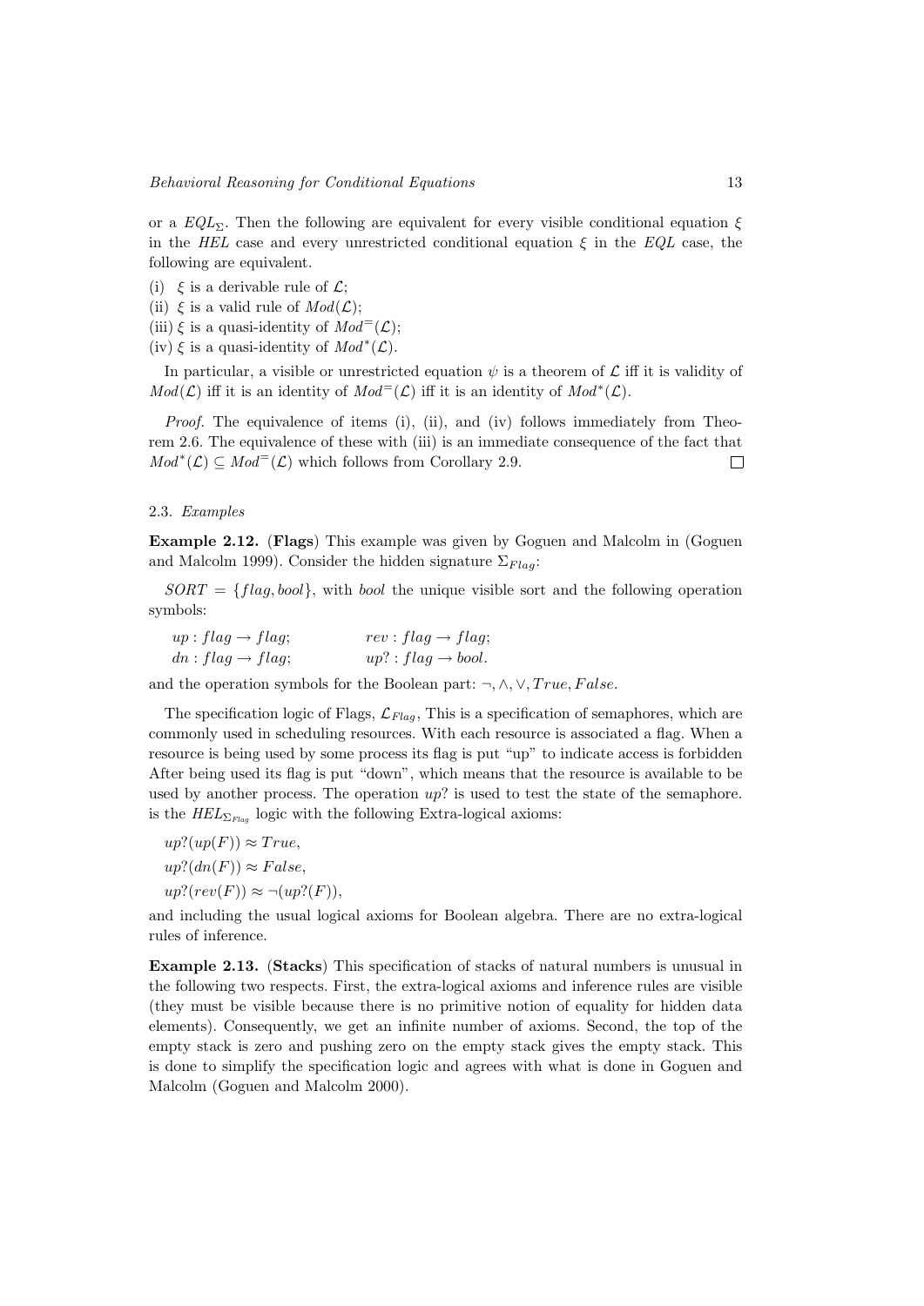or a $EQL_\Sigma$. Then the following are equivalent for every visible conditional equation $\xi$ in the *HEL* case and every unrestricted conditional equation $\xi$ in the *EQL* case, the following are equivalent.

(i) $\xi$ is a derivable rule of $\mathcal{L}$;
(ii) $\xi$ is a valid rule of $Mod(\mathcal{L})$;
(iii) $\xi$ is a quasi-identity of $Mod^{=}(\mathcal{L})$;
(iv) $\xi$ is a quasi-identity of $Mod^{*}(\mathcal{L})$.

In particular, a visible or unrestricted equation $\psi$ is a theorem of $\mathcal{L}$ iff it is validity of $Mod(\mathcal{L})$ iff it is an identity of $Mod^{=}(\mathcal{L})$ iff it is an identity of $Mod^{*}(\mathcal{L})$.

*Proof.* The equivalence of items (i), (ii), and (iv) follows immediately from Theorem 2.6. The equivalence of these with (iii) is an immediate consequence of the fact that $Mod^{*}(\mathcal{L}) \subseteq Mod^{=}(\mathcal{L})$ which follows from Corollary 2.9. $\square$

### 2.3. *Examples*

**Example 2.12.** (**Flags**) This example was given by Goguen and Malcolm in (Goguen and Malcolm 1999). Consider the hidden signature $\Sigma_{Flag}$:

$SORT = \{flag, bool\}$, with *bool* the unique visible sort and the following operation symbols:

$up : flag \to flag$; $\qquad rev : flag \to flag$;
$dn : flag \to flag$; $\qquad up? : flag \to bool$.

and the operation symbols for the Boolean part: $\neg, \wedge, \vee, True, False$.

The specification logic of Flags, $\mathcal{L}_{Flag}$, This is a specification of semaphores, which are commonly used in scheduling resources. With each resource is associated a flag. When a resource is being used by some process its flag is put "up" to indicate access is forbidden After being used its flag is put "down", which means that the resource is available to be used by another process. The operation $up?$ is used to test the state of the semaphore. is the $HEL_{\Sigma_{Flag}}$ logic with the following Extra-logical axioms:

$up?(up(F)) \approx True,$

$up?(dn(F)) \approx False,$

$up?(rev(F)) \approx \neg(up?(F)),$

and including the usual logical axioms for Boolean algebra. There are no extra-logical rules of inference.

**Example 2.13.** (**Stacks**) This specification of stacks of natural numbers is unusual in the following two respects. First, the extra-logical axioms and inference rules are visible (they must be visible because there is no primitive notion of equality for hidden data elements). Consequently, we get an infinite number of axioms. Second, the top of the empty stack is zero and pushing zero on the empty stack gives the empty stack. This is done to simplify the specification logic and agrees with what is done in Goguen and Malcolm (Goguen and Malcolm 2000).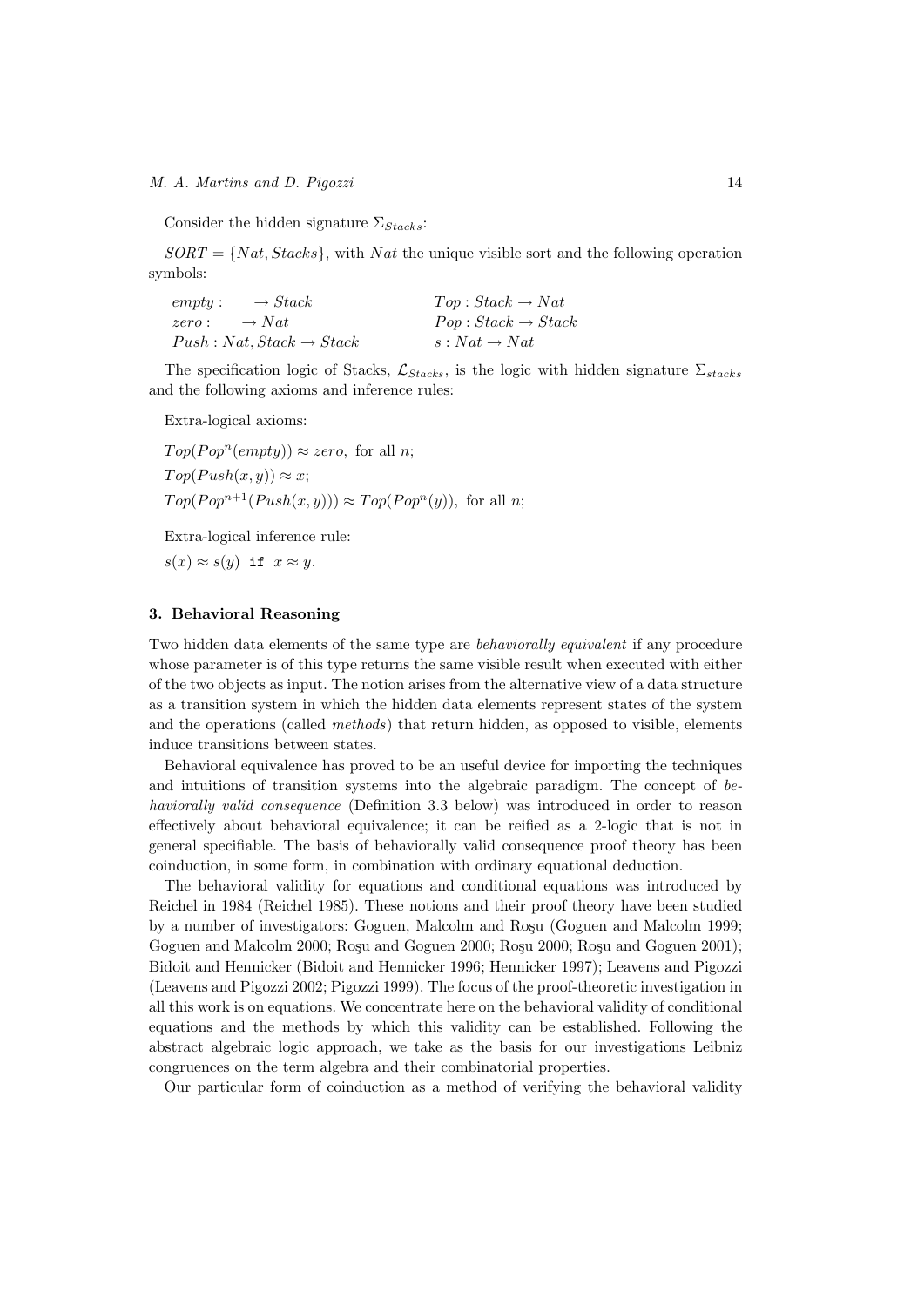Consider the hidden signature $\Sigma_{Stacks}$:

$SORT = \{Nat, Stacks\}$, with $Nat$ the unique visible sort and the following operation symbols:

| | |
|---|---|
| $empty : \quad \to Stack$ | $Top : Stack \to Nat$ |
| $zero : \quad \to Nat$ | $Pop : Stack \to Stack$ |
| $Push : Nat, Stack \to Stack$ | $s : Nat \to Nat$ |

The specification logic of Stacks, $\mathcal{L}_{Stacks}$, is the logic with hidden signature $\Sigma_{stacks}$ and the following axioms and inference rules:

Extra-logical axioms:

$Top(Pop^n(empty)) \approx zero$, for all $n$;

$Top(Push(x, y)) \approx x$;

$Top(Pop^{n+1}(Push(x, y))) \approx Top(Pop^n(y))$, for all $n$;

Extra-logical inference rule:

$s(x) \approx s(y)$ `if` $x \approx y$.

### 3. Behavioral Reasoning

Two hidden data elements of the same type are *behaviorally equivalent* if any procedure whose parameter is of this type returns the same visible result when executed with either of the two objects as input. The notion arises from the alternative view of a data structure as a transition system in which the hidden data elements represent states of the system and the operations (called *methods*) that return hidden, as opposed to visible, elements induce transitions between states.

Behavioral equivalence has proved to be an useful device for importing the techniques and intuitions of transition systems into the algebraic paradigm. The concept of *behaviorally valid consequence* (Definition 3.3 below) was introduced in order to reason effectively about behavioral equivalence; it can be reified as a 2-logic that is not in general specifiable. The basis of behaviorally valid consequence proof theory has been coinduction, in some form, in combination with ordinary equational deduction.

The behavioral validity for equations and conditional equations was introduced by Reichel in 1984 (Reichel 1985). These notions and their proof theory have been studied by a number of investigators: Goguen, Malcolm and Roşu (Goguen and Malcolm 1999; Goguen and Malcolm 2000; Roşu and Goguen 2000; Roşu 2000; Roşu and Goguen 2001); Bidoit and Hennicker (Bidoit and Hennicker 1996; Hennicker 1997); Leavens and Pigozzi (Leavens and Pigozzi 2002; Pigozzi 1999). The focus of the proof-theoretic investigation in all this work is on equations. We concentrate here on the behavioral validity of conditional equations and the methods by which this validity can be established. Following the abstract algebraic logic approach, we take as the basis for our investigations Leibniz congruences on the term algebra and their combinatorial properties.

Our particular form of coinduction as a method of verifying the behavioral validity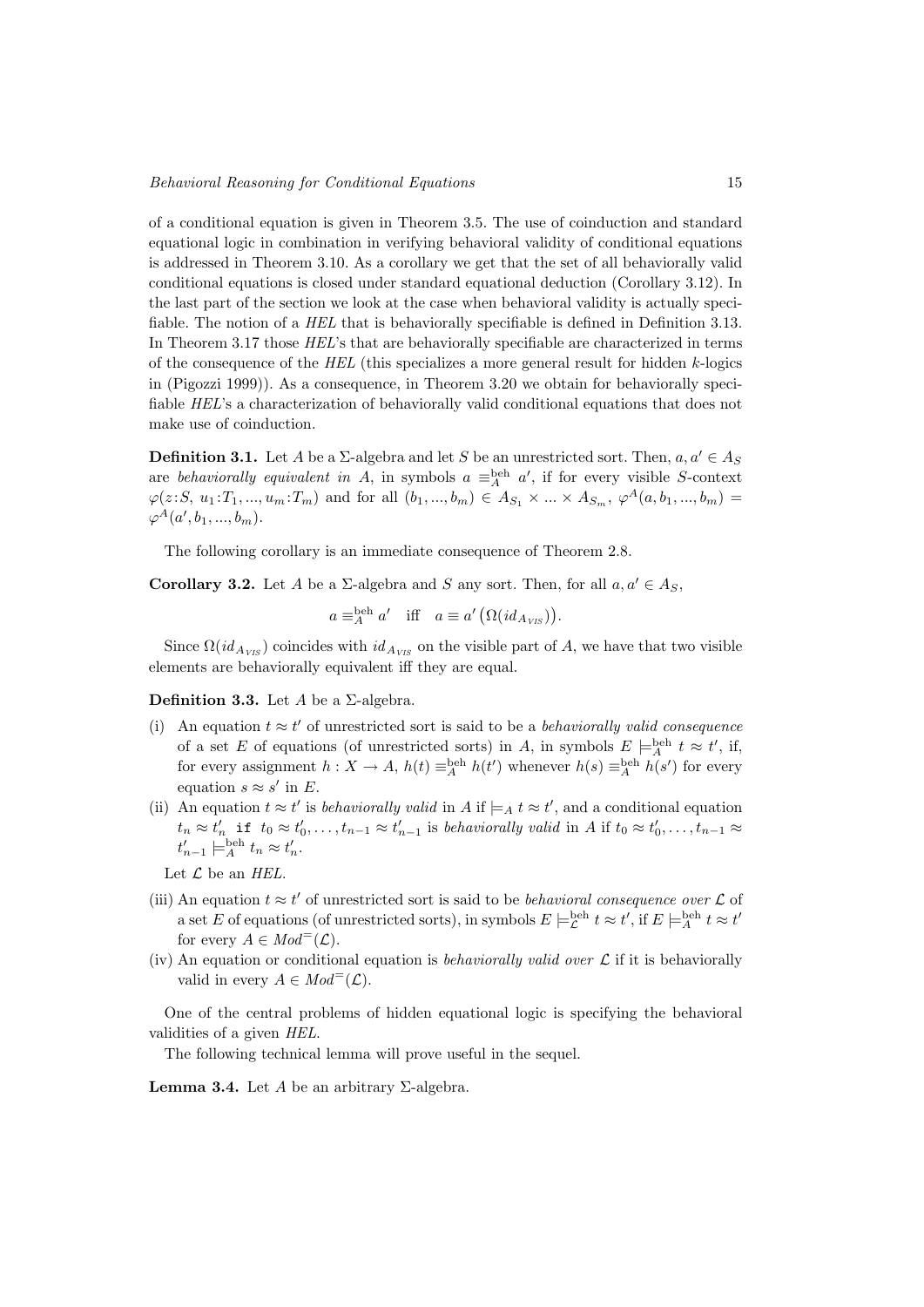of a conditional equation is given in Theorem 3.5. The use of coinduction and standard equational logic in combination in verifying behavioral validity of conditional equations is addressed in Theorem 3.10. As a corollary we get that the set of all behaviorally valid conditional equations is closed under standard equational deduction (Corollary 3.12). In the last part of the section we look at the case when behavioral validity is actually specifiable. The notion of a *HEL* that is behaviorally specifiable is defined in Definition 3.13. In Theorem 3.17 those *HEL*'s that are behaviorally specifiable are characterized in terms of the consequence of the *HEL* (this specializes a more general result for hidden $k$-logics in (Pigozzi 1999)). As a consequence, in Theorem 3.20 we obtain for behaviorally specifiable *HEL*'s a characterization of behaviorally valid conditional equations that does not make use of coinduction.

**Definition 3.1.** Let $A$ be a $\Sigma$-algebra and let $S$ be an unrestricted sort. Then, $a, a' \in A_S$ are *behaviorally equivalent in* $A$, in symbols $a \equiv_A^{\rm beh} a'$, if for every visible $S$-context $\varphi(z{:}S,\ u_1{:}T_1, ..., u_m{:}T_m)$ and for all $(b_1, ..., b_m) \in A_{S_1} \times ... \times A_{S_m}$, $\varphi^A(a, b_1, ..., b_m) = \varphi^A(a', b_1, ..., b_m)$.

The following corollary is an immediate consequence of Theorem 2.8.

**Corollary 3.2.** Let $A$ be a $\Sigma$-algebra and $S$ any sort. Then, for all $a, a' \in A_S$,

$$a \equiv_A^{\rm beh} a' \quad \text{iff} \quad a \equiv a' \left(\Omega(id_{A_{VIS}})\right).$$

Since $\Omega(id_{A_{VIS}})$ coincides with $id_{A_{VIS}}$ on the visible part of $A$, we have that two visible elements are behaviorally equivalent iff they are equal.

**Definition 3.3.** Let $A$ be a $\Sigma$-algebra.

(i) An equation $t \approx t'$ of unrestricted sort is said to be a *behaviorally valid consequence* of a set $E$ of equations (of unrestricted sorts) in $A$, in symbols $E \models_A^{\rm beh} t \approx t'$, if, for every assignment $h : X \to A$, $h(t) \equiv_A^{\rm beh} h(t')$ whenever $h(s) \equiv_A^{\rm beh} h(s')$ for every equation $s \approx s'$ in $E$.

(ii) An equation $t \approx t'$ is *behaviorally valid* in $A$ if $\models_A t \approx t'$, and a conditional equation $t_n \approx t'_n$ `if` $t_0 \approx t'_0, \ldots, t_{n-1} \approx t'_{n-1}$ is *behaviorally valid* in $A$ if $t_0 \approx t'_0, \ldots, t_{n-1} \approx t'_{n-1} \models_A^{\rm beh} t_n \approx t'_n$.

Let $\mathcal{L}$ be an *HEL*.

(iii) An equation $t \approx t'$ of unrestricted sort is said to be *behavioral consequence over* $\mathcal{L}$ of a set $E$ of equations (of unrestricted sorts), in symbols $E \models_{\mathcal{L}}^{\rm beh} t \approx t'$, if $E \models_A^{\rm beh} t \approx t'$ for every $A \in Mod^=(\mathcal{L})$.

(iv) An equation or conditional equation is *behaviorally valid over* $\mathcal{L}$ if it is behaviorally valid in every $A \in Mod^=(\mathcal{L})$.

One of the central problems of hidden equational logic is specifying the behavioral validities of a given *HEL*.

The following technical lemma will prove useful in the sequel.

**Lemma 3.4.** Let $A$ be an arbitrary $\Sigma$-algebra.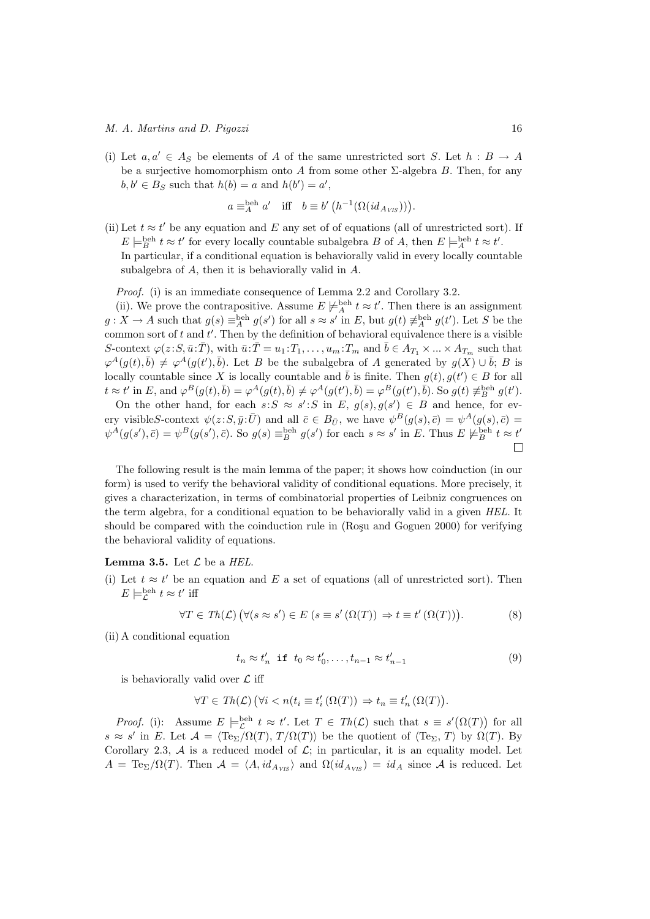(i) Let $a, a' \in A_S$ be elements of $A$ of the same unrestricted sort $S$. Let $h : B \to A$ be a surjective homomorphism onto $A$ from some other $\Sigma$-algebra $B$. Then, for any $b, b' \in B_S$ such that $h(b) = a$ and $h(b') = a'$,

$$a \equiv^{\text{beh}}_A a' \quad \text{iff} \quad b \equiv b' \, \big(h^{-1}(\Omega(id_{A_{VIS}}))\big).$$

(ii) Let $t \approx t'$ be any equation and $E$ any set of of equations (all of unrestricted sort). If $E \models^{\text{beh}}_B t \approx t'$ for every locally countable subalgebra $B$ of $A$, then $E \models^{\text{beh}}_A t \approx t'$. In particular, if a conditional equation is behaviorally valid in every locally countable subalgebra of $A$, then it is behaviorally valid in $A$.

*Proof.* (i) is an immediate consequence of Lemma 2.2 and Corollary 3.2.

(ii). We prove the contrapositive. Assume $E \not\models^{\text{beh}}_A t \approx t'$. Then there is an assignment $g : X \to A$ such that $g(s) \equiv^{\text{beh}}_A g(s')$ for all $s \approx s'$ in $E$, but $g(t) \not\equiv^{\text{beh}}_A g(t')$. Let $S$ be the common sort of $t$ and $t'$. Then by the definition of behavioral equivalence there is a visible $S$-context $\varphi(z{:}S, \bar{u}{:}\bar{T})$, with $\bar{u}{:}\bar{T} = u_1{:}T_1, \dots, u_m{:}T_m$ and $\bar{b} \in A_{T_1} \times \dots \times A_{T_m}$ such that $\varphi^A(g(t), \bar{b}) \neq \varphi^A(g(t'), \bar{b})$. Let $B$ be the subalgebra of $A$ generated by $g(X) \cup \bar{b}$; $B$ is locally countable since $X$ is locally countable and $\bar{b}$ is finite. Then $g(t), g(t') \in B$ for all $t \approx t'$ in $E$, and $\varphi^B(g(t), \bar{b}) = \varphi^A(g(t), \bar{b}) \neq \varphi^A(g(t'), \bar{b}) = \varphi^B(g(t'), \bar{b})$. So $g(t) \not\equiv^{\text{beh}}_B g(t')$.

On the other hand, for each $s{:}S \approx s'{:}S$ in $E$, $g(s), g(s') \in B$ and hence, for every visible$S$-context $\psi(z{:}S, \bar{y}{:}\bar{U})$ and all $\bar{c} \in B_{\bar{U}}$, we have $\psi^B(g(s), \bar{c}) = \psi^A(g(s), \bar{c}) = \psi^A(g(s'), \bar{c}) = \psi^B(g(s'), \bar{c})$. So $g(s) \equiv^{\text{beh}}_B g(s')$ for each $s \approx s'$ in $E$. Thus $E \not\models^{\text{beh}}_B t \approx t'$ □

The following result is the main lemma of the paper; it shows how coinduction (in our form) is used to verify the behavioral validity of conditional equations. More precisely, it gives a characterization, in terms of combinatorial properties of Leibniz congruences on the term algebra, for a conditional equation to be behaviorally valid in a given *HEL*. It should be compared with the coinduction rule in (Roşu and Goguen 2000) for verifying the behavioral validity of equations.

**Lemma 3.5.** Let $\mathcal{L}$ be a *HEL*.

(i) Let $t \approx t'$ be an equation and $E$ a set of equations (all of unrestricted sort). Then $E \models^{\text{beh}}_{\mathcal{L}} t \approx t'$ iff

$$\forall T \in Th(\mathcal{L}) \big(\forall (s \approx s') \in E \; (s \equiv s' \, (\Omega(T)) \Rightarrow t \equiv t' \, (\Omega(T))\big). \tag{8}$$

(ii) A conditional equation

$$t_n \approx t'_n \;\; \texttt{if} \;\; t_0 \approx t'_0, \dots, t_{n-1} \approx t'_{n-1} \tag{9}$$

is behaviorally valid over $\mathcal{L}$ iff

$$\forall T \in Th(\mathcal{L}) \big(\forall i < n (t_i \equiv t'_i \, (\Omega(T)) \Rightarrow t_n \equiv t'_n \, (\Omega(T))\big).$$

*Proof.* (i): Assume $E \models^{\text{beh}}_{\mathcal{L}} t \approx t'$. Let $T \in Th(\mathcal{L})$ such that $s \equiv s'\big(\Omega(T)\big)$ for all $s \approx s'$ in $E$. Let $\mathcal{A} = \langle \mathrm{Te}_\Sigma/\Omega(T), T/\Omega(T) \rangle$ be the quotient of $\langle \mathrm{Te}_\Sigma, T \rangle$ by $\Omega(T)$. By Corollary 2.3, $\mathcal{A}$ is a reduced model of $\mathcal{L}$; in particular, it is an equality model. Let $A = \mathrm{Te}_\Sigma/\Omega(T)$. Then $\mathcal{A} = \langle A, id_{A_{VIS}} \rangle$ and $\Omega(id_{A_{VIS}}) = id_A$ since $\mathcal{A}$ is reduced. Let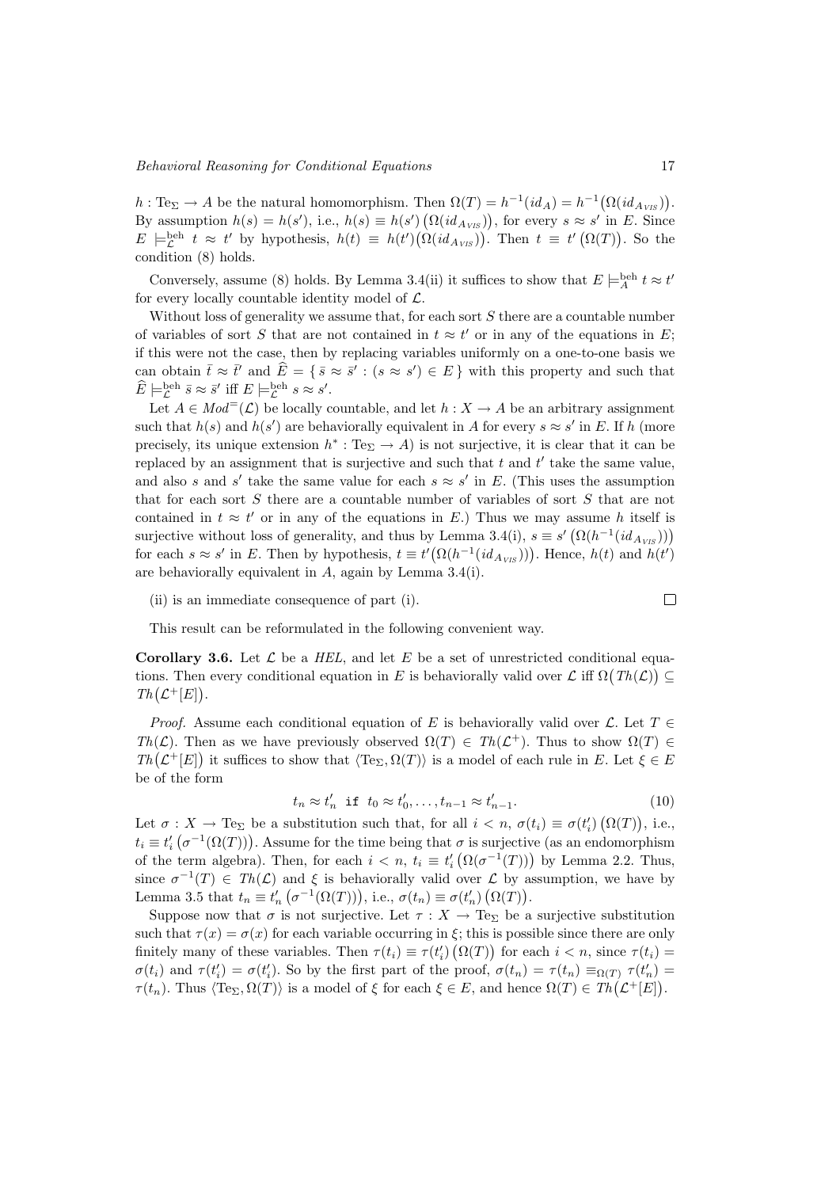$h : \mathrm{Te}_\Sigma \to A$ be the natural homomorphism. Then $\Omega(T) = h^{-1}(id_A) = h^{-1}\big(\Omega(id_{A_{VIS}})\big)$. By assumption $h(s) = h(s')$, i.e., $h(s) \equiv h(s')\ \big(\Omega(id_{A_{VIS}})\big)$, for every $s \approx s'$ in $E$. Since $E \models^{\mathrm{beh}}_{\mathcal{L}} t \approx t'$ by hypothesis, $h(t) \equiv h(t')\big(\Omega(id_{A_{VIS}})\big)$. Then $t \equiv t'\ \big(\Omega(T)\big)$. So the condition (8) holds.

Conversely, assume (8) holds. By Lemma 3.4(ii) it suffices to show that $E \models^{\mathrm{beh}}_{A} t \approx t'$ for every locally countable identity model of $\mathcal{L}$.

Without loss of generality we assume that, for each sort $S$ there are a countable number of variables of sort $S$ that are not contained in $t \approx t'$ or in any of the equations in $E$; if this were not the case, then by replacing variables uniformly on a one-to-one basis we can obtain $\bar{t} \approx \bar{t}'$ and $\widehat{E} = \{\, \bar{s} \approx \bar{s}' : (s \approx s') \in E \,\}$ with this property and such that $\widehat{E} \models^{\mathrm{beh}}_{\mathcal{L}} \bar{s} \approx \bar{s}'$ iff $E \models^{\mathrm{beh}}_{\mathcal{L}} s \approx s'$.

Let $A \in \mathit{Mod}^{=}(\mathcal{L})$ be locally countable, and let $h : X \to A$ be an arbitrary assignment such that $h(s)$ and $h(s')$ are behaviorally equivalent in $A$ for every $s \approx s'$ in $E$. If $h$ (more precisely, its unique extension $h^* : \mathrm{Te}_\Sigma \to A$) is not surjective, it is clear that it can be replaced by an assignment that is surjective and such that $t$ and $t'$ take the same value, and also $s$ and $s'$ take the same value for each $s \approx s'$ in $E$. (This uses the assumption that for each sort $S$ there are a countable number of variables of sort $S$ that are not contained in $t \approx t'$ or in any of the equations in $E$.) Thus we may assume $h$ itself is surjective without loss of generality, and thus by Lemma 3.4(i), $s \equiv s'\ \big(\Omega(h^{-1}(id_{A_{VIS}}))\big)$ for each $s \approx s'$ in $E$. Then by hypothesis, $t \equiv t'\big(\Omega(h^{-1}(id_{A_{VIS}}))\big)$. Hence, $h(t)$ and $h(t')$ are behaviorally equivalent in $A$, again by Lemma 3.4(i).

(ii) is an immediate consequence of part (i). $\square$

This result can be reformulated in the following convenient way.

**Corollary 3.6.** Let $\mathcal{L}$ be a *HEL*, and let $E$ be a set of unrestricted conditional equations. Then every conditional equation in $E$ is behaviorally valid over $\mathcal{L}$ iff $\Omega\big(\mathit{Th}(\mathcal{L})\big) \subseteq \mathit{Th}\big(\mathcal{L}^+[E]\big)$.

*Proof.* Assume each conditional equation of $E$ is behaviorally valid over $\mathcal{L}$. Let $T \in \mathit{Th}(\mathcal{L})$. Then as we have previously observed $\Omega(T) \in \mathit{Th}(\mathcal{L}^+)$. Thus to show $\Omega(T) \in \mathit{Th}\big(\mathcal{L}^+[E]\big)$ it suffices to show that $\langle \mathrm{Te}_\Sigma, \Omega(T)\rangle$ is a model of each rule in $E$. Let $\xi \in E$ be of the form

$$t_n \approx t'_n \ \texttt{ if } \ t_0 \approx t'_0, \ldots, t_{n-1} \approx t'_{n-1}. \tag{10}$$

Let $\sigma : X \to \mathrm{Te}_\Sigma$ be a substitution such that, for all $i < n$, $\sigma(t_i) \equiv \sigma(t'_i)\ \big(\Omega(T)\big)$, i.e., $t_i \equiv t'_i\ \big(\sigma^{-1}(\Omega(T))\big)$. Assume for the time being that $\sigma$ is surjective (as an endomorphism of the term algebra). Then, for each $i < n$, $t_i \equiv t'_i\ \big(\Omega(\sigma^{-1}(T))\big)$ by Lemma 2.2. Thus, since $\sigma^{-1}(T) \in \mathit{Th}(\mathcal{L})$ and $\xi$ is behaviorally valid over $\mathcal{L}$ by assumption, we have by Lemma 3.5 that $t_n \equiv t'_n\ \big(\sigma^{-1}(\Omega(T))\big)$, i.e., $\sigma(t_n) \equiv \sigma(t'_n)\ \big(\Omega(T)\big)$.

Suppose now that $\sigma$ is not surjective. Let $\tau : X \to \mathrm{Te}_\Sigma$ be a surjective substitution such that $\tau(x) = \sigma(x)$ for each variable occurring in $\xi$; this is possible since there are only finitely many of these variables. Then $\tau(t_i) \equiv \tau(t'_i)\ \big(\Omega(T)\big)$ for each $i < n$, since $\tau(t_i) = \sigma(t_i)$ and $\tau(t'_i) = \sigma(t'_i)$. So by the first part of the proof, $\sigma(t_n) = \tau(t_n) \equiv_{\Omega(T)} \tau(t'_n) = \tau(t_n)$. Thus $\langle \mathrm{Te}_\Sigma, \Omega(T)\rangle$ is a model of $\xi$ for each $\xi \in E$, and hence $\Omega(T) \in \mathit{Th}\big(\mathcal{L}^+[E]\big)$.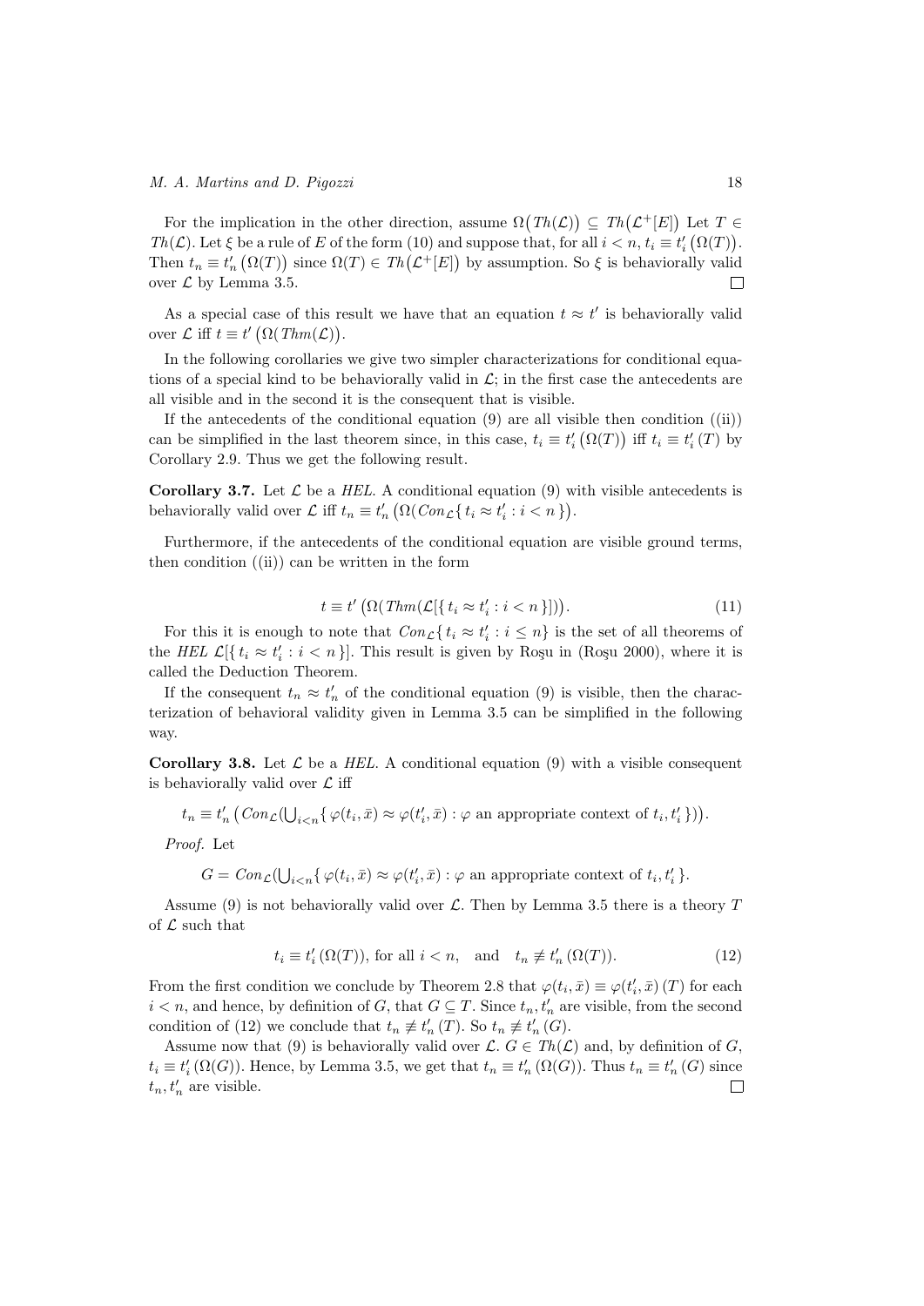For the implication in the other direction, assume $\Omega\big(Th(\mathcal{L})\big) \subseteq Th\big(\mathcal{L}^+[E]\big)$ Let $T \in Th(\mathcal{L})$. Let $\xi$ be a rule of $E$ of the form (10) and suppose that, for all $i < n$, $t_i \equiv t'_i \left(\Omega(T)\right)$. Then $t_n \equiv t'_n \left(\Omega(T)\right)$ since $\Omega(T) \in Th\big(\mathcal{L}^+[E]\big)$ by assumption. So $\xi$ is behaviorally valid over $\mathcal{L}$ by Lemma 3.5. $\square$

As a special case of this result we have that an equation $t \approx t'$ is behaviorally valid over $\mathcal{L}$ iff $t \equiv t' \left(\Omega(Thm(\mathcal{L})\right)$.

In the following corollaries we give two simpler characterizations for conditional equations of a special kind to be behaviorally valid in $\mathcal{L}$; in the first case the antecedents are all visible and in the second it is the consequent that is visible.

If the antecedents of the conditional equation (9) are all visible then condition ((ii)) can be simplified in the last theorem since, in this case, $t_i \equiv t'_i \left(\Omega(T)\right)$ iff $t_i \equiv t'_i \,(T)$ by Corollary 2.9. Thus we get the following result.

**Corollary 3.7.** Let $\mathcal{L}$ be a *HEL*. A conditional equation (9) with visible antecedents is behaviorally valid over $\mathcal{L}$ iff $t_n \equiv t'_n \left(\Omega(Con_{\mathcal{L}}\{\, t_i \approx t'_i : i < n\,\}\right)$.

Furthermore, if the antecedents of the conditional equation are visible ground terms, then condition ((ii)) can be written in the form

$$t \equiv t' \left(\Omega(Thm(\mathcal{L}[\{\, t_i \approx t'_i : i < n\,\}])\right). \tag{11}$$

For this it is enough to note that $Con_{\mathcal{L}}\{\, t_i \approx t'_i : i \leq n\}$ is the set of all theorems of the *HEL* $\mathcal{L}[\{\, t_i \approx t'_i : i < n\,\}]$. This result is given by Roşu in (Roşu 2000), where it is called the Deduction Theorem.

If the consequent $t_n \approx t'_n$ of the conditional equation (9) is visible, then the characterization of behavioral validity given in Lemma 3.5 can be simplified in the following way.

**Corollary 3.8.** Let $\mathcal{L}$ be a *HEL*. A conditional equation (9) with a visible consequent is behaviorally valid over $\mathcal{L}$ iff

$$t_n \equiv t'_n \left(Con_{\mathcal{L}}(\textstyle\bigcup_{i<n}\{\, \varphi(t_i, \bar{x}) \approx \varphi(t'_i, \bar{x}) : \varphi \text{ an appropriate context of } t_i, t'_i\,\})\right).$$

*Proof.* Let

$$G = Con_{\mathcal{L}}(\textstyle\bigcup_{i<n}\{\, \varphi(t_i, \bar{x}) \approx \varphi(t'_i, \bar{x}) : \varphi \text{ an appropriate context of } t_i, t'_i\,\}.$$

Assume (9) is not behaviorally valid over $\mathcal{L}$. Then by Lemma 3.5 there is a theory $T$ of $\mathcal{L}$ such that

$$t_i \equiv t'_i \,(\Omega(T)), \text{ for all } i < n, \quad \text{and} \quad t_n \not\equiv t'_n \,(\Omega(T)). \tag{12}$$

From the first condition we conclude by Theorem 2.8 that $\varphi(t_i, \bar{x}) \equiv \varphi(t'_i, \bar{x}) \,(T)$ for each $i < n$, and hence, by definition of $G$, that $G \subseteq T$. Since $t_n, t'_n$ are visible, from the second condition of (12) we conclude that $t_n \not\equiv t'_n \,(T)$. So $t_n \not\equiv t'_n \,(G)$.

Assume now that (9) is behaviorally valid over $\mathcal{L}$. $G \in Th(\mathcal{L})$ and, by definition of $G$, $t_i \equiv t'_i \,(\Omega(G))$. Hence, by Lemma 3.5, we get that $t_n \equiv t'_n \,(\Omega(G))$. Thus $t_n \equiv t'_n \,(G)$ since $t_n, t'_n$ are visible. $\square$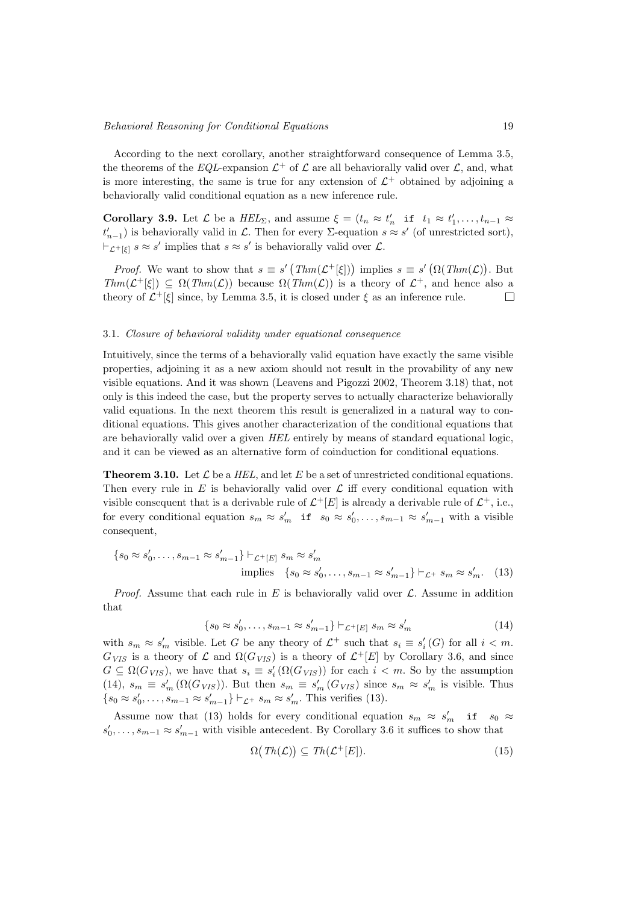According to the next corollary, another straightforward consequence of Lemma 3.5, the theorems of the *EQL*-expansion $\mathcal{L}^+$ of $\mathcal{L}$ are all behaviorally valid over $\mathcal{L}$, and, what is more interesting, the same is true for any extension of $\mathcal{L}^+$ obtained by adjoining a behaviorally valid conditional equation as a new inference rule.

**Corollary 3.9.** Let $\mathcal{L}$ be a $HEL_\Sigma$, and assume $\xi = (t_n \approx t'_n \ \texttt{if} \ t_1 \approx t'_1, \dots, t_{n-1} \approx t'_{n-1})$ is behaviorally valid in $\mathcal{L}$. Then for every $\Sigma$-equation $s \approx s'$ (of unrestricted sort), $\vdash_{\mathcal{L}^+[\xi]} s \approx s'$ implies that $s \approx s'$ is behaviorally valid over $\mathcal{L}$.

*Proof.* We want to show that $s \equiv s' \left(Thm(\mathcal{L}^+[\xi])\right)$ implies $s \equiv s' \left(\Omega(Thm(\mathcal{L})\right)$. But $Thm(\mathcal{L}^+[\xi]) \subseteq \Omega(Thm(\mathcal{L}))$ because $\Omega(Thm(\mathcal{L}))$ is a theory of $\mathcal{L}^+$, and hence also a theory of $\mathcal{L}^+[\xi]$ since, by Lemma 3.5, it is closed under $\xi$ as an inference rule. □

### 3.1. *Closure of behavioral validity under equational consequence*

Intuitively, since the terms of a behaviorally valid equation have exactly the same visible properties, adjoining it as a new axiom should not result in the provability of any new visible equations. And it was shown (Leavens and Pigozzi 2002, Theorem 3.18) that, not only is this indeed the case, but the property serves to actually characterize behaviorally valid equations. In the next theorem this result is generalized in a natural way to conditional equations. This gives another characterization of the conditional equations that are behaviorally valid over a given *HEL* entirely by means of standard equational logic, and it can be viewed as an alternative form of coinduction for conditional equations.

**Theorem 3.10.** Let $\mathcal{L}$ be a *HEL*, and let $E$ be a set of unrestricted conditional equations. Then every rule in $E$ is behaviorally valid over $\mathcal{L}$ iff every conditional equation with visible consequent that is a derivable rule of $\mathcal{L}^+[E]$ is already a derivable rule of $\mathcal{L}^+$, i.e., for every conditional equation $s_m \approx s'_m \ \texttt{if} \ s_0 \approx s'_0, \dots, s_{m-1} \approx s'_{m-1}$ with a visible consequent,

$$\{s_0 \approx s'_0, \dots, s_{m-1} \approx s'_{m-1}\} \vdash_{\mathcal{L}^+[E]} s_m \approx s'_m \quad \text{implies} \quad \{s_0 \approx s'_0, \dots, s_{m-1} \approx s'_{m-1}\} \vdash_{\mathcal{L}^+} s_m \approx s'_m. \tag{13}$$

*Proof.* Assume that each rule in $E$ is behaviorally valid over $\mathcal{L}$. Assume in addition that

$$\{s_0 \approx s'_0, \dots, s_{m-1} \approx s'_{m-1}\} \vdash_{\mathcal{L}^+[E]} s_m \approx s'_m \tag{14}$$

with $s_m \approx s'_m$ visible. Let $G$ be any theory of $\mathcal{L}^+$ such that $s_i \equiv s'_i\,(G)$ for all $i < m$. $G_{VIS}$ is a theory of $\mathcal{L}$ and $\Omega(G_{VIS})$ is a theory of $\mathcal{L}^+[E]$ by Corollary 3.6, and since $G \subseteq \Omega(G_{VIS})$, we have that $s_i \equiv s'_i\,(\Omega(G_{VIS}))$ for each $i < m$. So by the assumption (14), $s_m \equiv s'_m\,(\Omega(G_{VIS}))$. But then $s_m \equiv s'_m\,(G_{VIS})$ since $s_m \approx s'_m$ is visible. Thus $\{s_0 \approx s'_0, \dots, s_{m-1} \approx s'_{m-1}\} \vdash_{\mathcal{L}^+} s_m \approx s'_m$. This verifies (13).

Assume now that (13) holds for every conditional equation $s_m \approx s'_m \ \texttt{if} \ s_0 \approx s'_0, \dots, s_{m-1} \approx s'_{m-1}$ with visible antecedent. By Corollary 3.6 it suffices to show that

$$\Omega\big(Th(\mathcal{L})\big) \subseteq Th(\mathcal{L}^+[E]). \tag{15}$$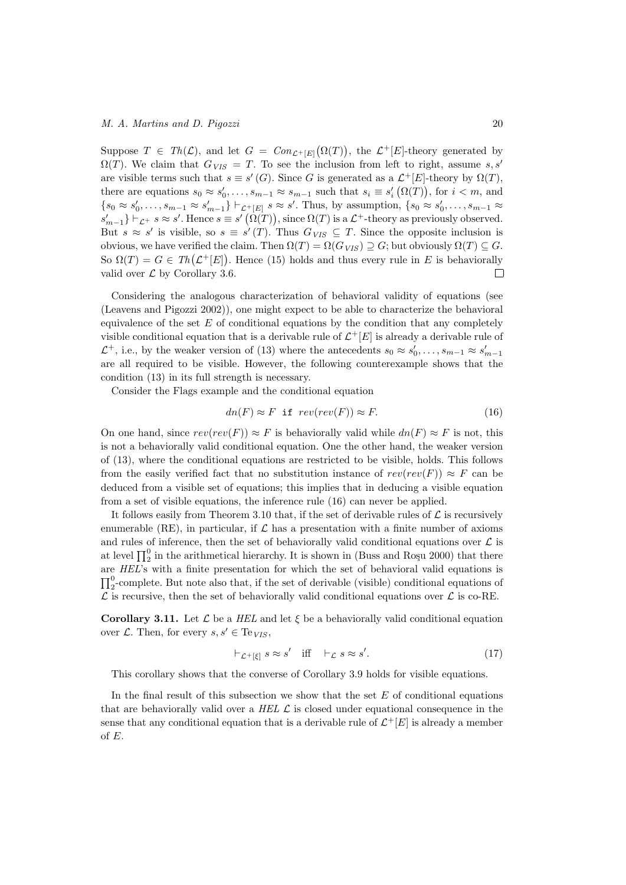Suppose $T \in Th(\mathcal{L})$, and let $G = Con_{\mathcal{L}^+[E]}\big(\Omega(T)\big)$, the $\mathcal{L}^+[E]$-theory generated by $\Omega(T)$. We claim that $G_{VIS} = T$. To see the inclusion from left to right, assume $s, s'$ are visible terms such that $s \equiv s'\,(G)$. Since $G$ is generated as a $\mathcal{L}^+[E]$-theory by $\Omega(T)$, there are equations $s_0 \approx s'_0, \dots, s_{m-1} \approx s_{m-1}$ such that $s_i \equiv s'_i\,\big(\Omega(T)\big)$, for $i < m$, and $\{s_0 \approx s'_0, \dots, s_{m-1} \approx s'_{m-1}\} \vdash_{\mathcal{L}^+[E]} s \approx s'$. Thus, by assumption, $\{s_0 \approx s'_0, \dots, s_{m-1} \approx s'_{m-1}\} \vdash_{\mathcal{L}^+} s \approx s'$. Hence $s \equiv s'\,\big(\Omega(T)\big)$, since $\Omega(T)$ is a $\mathcal{L}^+$-theory as previously observed. But $s \approx s'$ is visible, so $s \equiv s'\,(T)$. Thus $G_{VIS} \subseteq T$. Since the opposite inclusion is obvious, we have verified the claim. Then $\Omega(T) = \Omega(G_{VIS}) \supseteq G$; but obviously $\Omega(T) \subseteq G$. So $\Omega(T) = G \in Th\big(\mathcal{L}^+[E]\big)$. Hence (15) holds and thus every rule in $E$ is behaviorally valid over $\mathcal{L}$ by Corollary 3.6. □

Considering the analogous characterization of behavioral validity of equations (see (Leavens and Pigozzi 2002)), one might expect to be able to characterize the behavioral equivalence of the set $E$ of conditional equations by the condition that any completely visible conditional equation that is a derivable rule of $\mathcal{L}^+[E]$ is already a derivable rule of $\mathcal{L}^+$, i.e., by the weaker version of (13) where the antecedents $s_0 \approx s'_0, \dots, s_{m-1} \approx s'_{m-1}$ are all required to be visible. However, the following counterexample shows that the condition (13) in its full strength is necessary.

Consider the Flags example and the conditional equation

$$dn(F) \approx F \ \texttt{ if } \ rev(rev(F)) \approx F. \tag{16}$$

On one hand, since $rev(rev(F)) \approx F$ is behaviorally valid while $dn(F) \approx F$ is not, this is not a behaviorally valid conditional equation. One the other hand, the weaker version of (13), where the conditional equations are restricted to be visible, holds. This follows from the easily verified fact that no substitution instance of $rev(rev(F)) \approx F$ can be deduced from a visible set of equations; this implies that in deducing a visible equation from a set of visible equations, the inference rule (16) can never be applied.

It follows easily from Theorem 3.10 that, if the set of derivable rules of $\mathcal{L}$ is recursively enumerable (RE), in particular, if $\mathcal{L}$ has a presentation with a finite number of axioms and rules of inference, then the set of behaviorally valid conditional equations over $\mathcal{L}$ is at level $\prod_2^0$ in the arithmetical hierarchy. It is shown in (Buss and Roşu 2000) that there are *HEL*'s with a finite presentation for which the set of behavioral valid equations is $\prod_2^0$-complete. But note also that, if the set of derivable (visible) conditional equations of $\mathcal{L}$ is recursive, then the set of behaviorally valid conditional equations over $\mathcal{L}$ is co-RE.

**Corollary 3.11.** Let $\mathcal{L}$ be a *HEL* and let $\xi$ be a behaviorally valid conditional equation over $\mathcal{L}$. Then, for every $s, s' \in \mathrm{Te}_{VIS}$,

$$\vdash_{\mathcal{L}^+[\xi]} s \approx s' \quad \text{iff} \quad \vdash_{\mathcal{L}} s \approx s'. \tag{17}$$

This corollary shows that the converse of Corollary 3.9 holds for visible equations.

In the final result of this subsection we show that the set $E$ of conditional equations that are behaviorally valid over a *HEL* $\mathcal{L}$ is closed under equational consequence in the sense that any conditional equation that is a derivable rule of $\mathcal{L}^+[E]$ is already a member of $E$.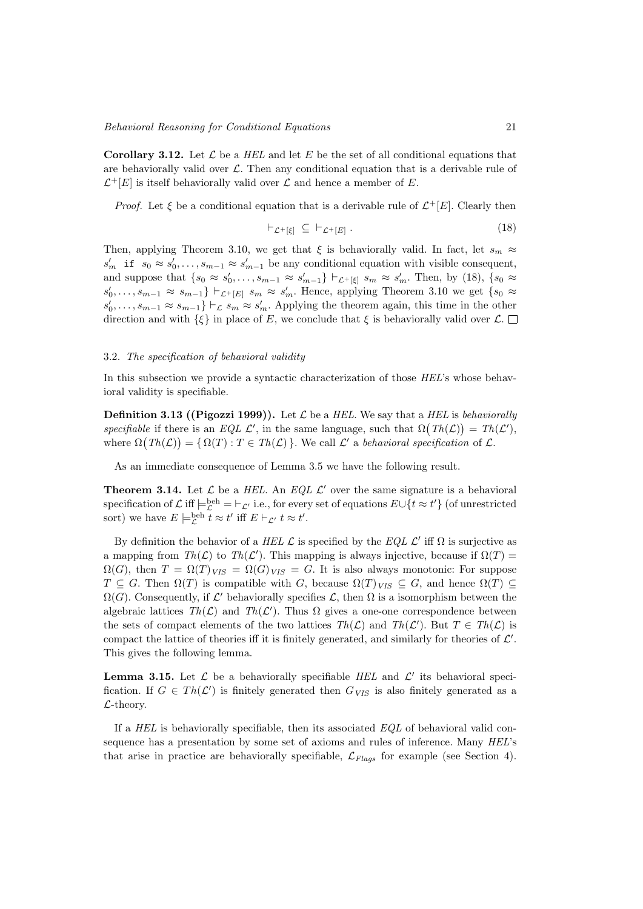**Corollary 3.12.** Let $\mathcal{L}$ be a *HEL* and let $E$ be the set of all conditional equations that are behaviorally valid over $\mathcal{L}$. Then any conditional equation that is a derivable rule of $\mathcal{L}^+[E]$ is itself behaviorally valid over $\mathcal{L}$ and hence a member of $E$.

*Proof.* Let $\xi$ be a conditional equation that is a derivable rule of $\mathcal{L}^+[E]$. Clearly then

$$\vdash_{\mathcal{L}^+[\xi]} \; \subseteq \; \vdash_{\mathcal{L}^+[E]} . \tag{18}$$

Then, applying Theorem 3.10, we get that $\xi$ is behaviorally valid. In fact, let $s_m \approx s'_m$ `if` $s_0 \approx s'_0, \ldots, s_{m-1} \approx s'_{m-1}$ be any conditional equation with visible consequent, and suppose that $\{s_0 \approx s'_0, \ldots, s_{m-1} \approx s'_{m-1}\} \vdash_{\mathcal{L}^+[\xi]} s_m \approx s'_m$. Then, by (18), $\{s_0 \approx s'_0, \ldots, s_{m-1} \approx s_{m-1}\} \vdash_{\mathcal{L}^+[E]} s_m \approx s'_m$. Hence, applying Theorem 3.10 we get $\{s_0 \approx s'_0, \ldots, s_{m-1} \approx s_{m-1}\} \vdash_{\mathcal{L}} s_m \approx s'_m$. Applying the theorem again, this time in the other direction and with $\{\xi\}$ in place of $E$, we conclude that $\xi$ is behaviorally valid over $\mathcal{L}$. $\square$

### 3.2. *The specification of behavioral validity*

In this subsection we provide a syntactic characterization of those *HEL*'s whose behavioral validity is specifiable.

**Definition 3.13 ((Pigozzi 1999)).** Let $\mathcal{L}$ be a *HEL*. We say that a *HEL* is *behaviorally specifiable* if there is an *EQL* $\mathcal{L}'$, in the same language, such that $\Omega\big(Th(\mathcal{L})\big) = Th(\mathcal{L}')$, where $\Omega\big(Th(\mathcal{L})\big) = \{\, \Omega(T) : T \in Th(\mathcal{L}) \,\}$. We call $\mathcal{L}'$ a *behavioral specification* of $\mathcal{L}$.

As an immediate consequence of Lemma 3.5 we have the following result.

**Theorem 3.14.** Let $\mathcal{L}$ be a *HEL*. An *EQL* $\mathcal{L}'$ over the same signature is a behavioral specification of $\mathcal{L}$ iff $\models^{\mathrm{beh}}_{\mathcal{L}} = \vdash_{\mathcal{L}'}$ i.e., for every set of equations $E \cup \{t \approx t'\}$ (of unrestricted sort) we have $E \models^{\mathrm{beh}}_{\mathcal{L}} t \approx t'$ iff $E \vdash_{\mathcal{L}'} t \approx t'$.

By definition the behavior of a *HEL* $\mathcal{L}$ is specified by the *EQL* $\mathcal{L}'$ iff $\Omega$ is surjective as a mapping from $Th(\mathcal{L})$ to $Th(\mathcal{L}')$. This mapping is always injective, because if $\Omega(T) = \Omega(G)$, then $T = \Omega(T)_{VIS} = \Omega(G)_{VIS} = G$. It is also always monotonic: For suppose $T \subseteq G$. Then $\Omega(T)$ is compatible with $G$, because $\Omega(T)_{VIS} \subseteq G$, and hence $\Omega(T) \subseteq \Omega(G)$. Consequently, if $\mathcal{L}'$ behaviorally specifies $\mathcal{L}$, then $\Omega$ is a isomorphism between the algebraic lattices $Th(\mathcal{L})$ and $Th(\mathcal{L}')$. Thus $\Omega$ gives a one-one correspondence between the sets of compact elements of the two lattices $Th(\mathcal{L})$ and $Th(\mathcal{L}')$. But $T \in Th(\mathcal{L})$ is compact the lattice of theories iff it is finitely generated, and similarly for theories of $\mathcal{L}'$. This gives the following lemma.

**Lemma 3.15.** Let $\mathcal{L}$ be a behaviorally specifiable *HEL* and $\mathcal{L}'$ its behavioral specification. If $G \in Th(\mathcal{L}')$ is finitely generated then $G_{VIS}$ is also finitely generated as a $\mathcal{L}$-theory.

If a *HEL* is behaviorally specifiable, then its associated *EQL* of behavioral valid consequence has a presentation by some set of axioms and rules of inference. Many *HEL*'s that arise in practice are behaviorally specifiable, $\mathcal{L}_{Flags}$ for example (see Section 4).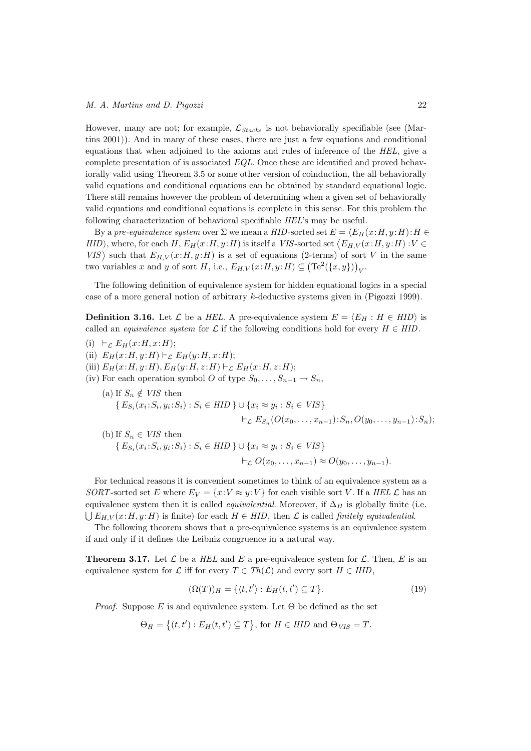However, many are not; for example, $\mathcal{L}_{Stacks}$ is not behaviorally specifiable (see (Martins 2001)). And in many of these cases, there are just a few equations and conditional equations that when adjoined to the axioms and rules of inference of the *HEL*, give a complete presentation of is associated *EQL*. Once these are identified and proved behaviorally valid using Theorem 3.5 or some other version of coinduction, the all behaviorally valid equations and conditional equations can be obtained by standard equational logic. There still remains however the problem of determining when a given set of behaviorally valid equations and conditional equations is complete in this sense. For this problem the following characterization of behavioral specifiable *HEL*'s may be useful.

By a *pre-equivalence system* over $\Sigma$ we mean a *HID*-sorted set $E = \langle E_H(x{:}H, y{:}H){:}H \in HID\rangle$, where, for each $H$, $E_H(x{:}H, y{:}H)$ is itself a *VIS*-sorted set $\big\langle E_{H,V}(x{:}H, y{:}H) : V \in VIS\big\rangle$ such that $E_{H,V}(x{:}H, y{:}H)$ is a set of equations (2-terms) of sort $V$ in the same two variables $x$ and $y$ of sort $H$, i.e., $E_{H,V}(x{:}H, y{:}H) \subseteq \big(\mathrm{Te}^2(\{x, y\})\big)_V$.

The following definition of equivalence system for hidden equational logics in a special case of a more general notion of arbitrary $k$-deductive systems given in (Pigozzi 1999).

**Definition 3.16.** Let $\mathcal{L}$ be a *HEL*. A pre-equivalence system $E = \langle E_H : H \in HID\rangle$ is called an *equivalence system* for $\mathcal{L}$ if the following conditions hold for every $H \in HID$.

(i) $\vdash_{\mathcal{L}} E_H(x{:}H, x{:}H)$;

(ii) $E_H(x{:}H, y{:}H) \vdash_{\mathcal{L}} E_H(y{:}H, x{:}H)$;

(iii) $E_H(x{:}H, y{:}H), E_H(y{:}H, z{:}H) \vdash_{\mathcal{L}} E_H(x{:}H, z{:}H)$;

(iv) For each operation symbol $O$ of type $S_0, \dots, S_{n-1} \to S_n$,

(a) If $S_n \notin VIS$ then
$$\{\, E_{S_i}(x_i{:}S_i, y_i{:}S_i) : S_i \in HID \,\} \cup \{x_i \approx y_i : S_i \in VIS\} \vdash_{\mathcal{L}} E_{S_n}(O(x_0, \dots, x_{n-1}){:}S_n, O(y_0, \dots, y_{n-1}){:}S_n);$$

(b) If $S_n \in VIS$ then
$$\{\, E_{S_i}(x_i{:}S_i, y_i{:}S_i) : S_i \in HID \,\} \cup \{x_i \approx y_i : S_i \in VIS\} \vdash_{\mathcal{L}} O(x_0, \dots, x_{n-1}) \approx O(y_0, \dots, y_{n-1}).$$

For technical reasons it is convenient sometimes to think of an equivalence system as a *SORT*-sorted set $E$ where $E_V = \{x{:}V \approx y{:}V\}$ for each visible sort $V$. If a *HEL* $\mathcal{L}$ has an equivalence system then it is called *equivalential*. Moreover, if $\Delta_H$ is globally finite (i.e. $\bigcup E_{H,V}(x{:}H, y{:}H)$ is finite) for each $H \in HID$, then $\mathcal{L}$ is called *finitely equivalential*.

The following theorem shows that a pre-equivalence systems is an equivalence system if and only if it defines the Leibniz congruence in a natural way.

**Theorem 3.17.** Let $\mathcal{L}$ be a *HEL* and $E$ a pre-equivalence system for $\mathcal{L}$. Then, $E$ is an equivalence system for $\mathcal{L}$ iff for every $T \in Th(\mathcal{L})$ and every sort $H \in HID$,

$$(\Omega(T))_H = \{\langle t, t'\rangle : E_H(t, t') \subseteq T\}. \tag{19}$$

*Proof.* Suppose $E$ is and equivalence system. Let $\Theta$ be defined as the set

$$\Theta_H = \big\{(t, t') : E_H(t, t') \subseteq T\big\}, \text{ for } H \in HID \text{ and } \Theta_{VIS} = T.$$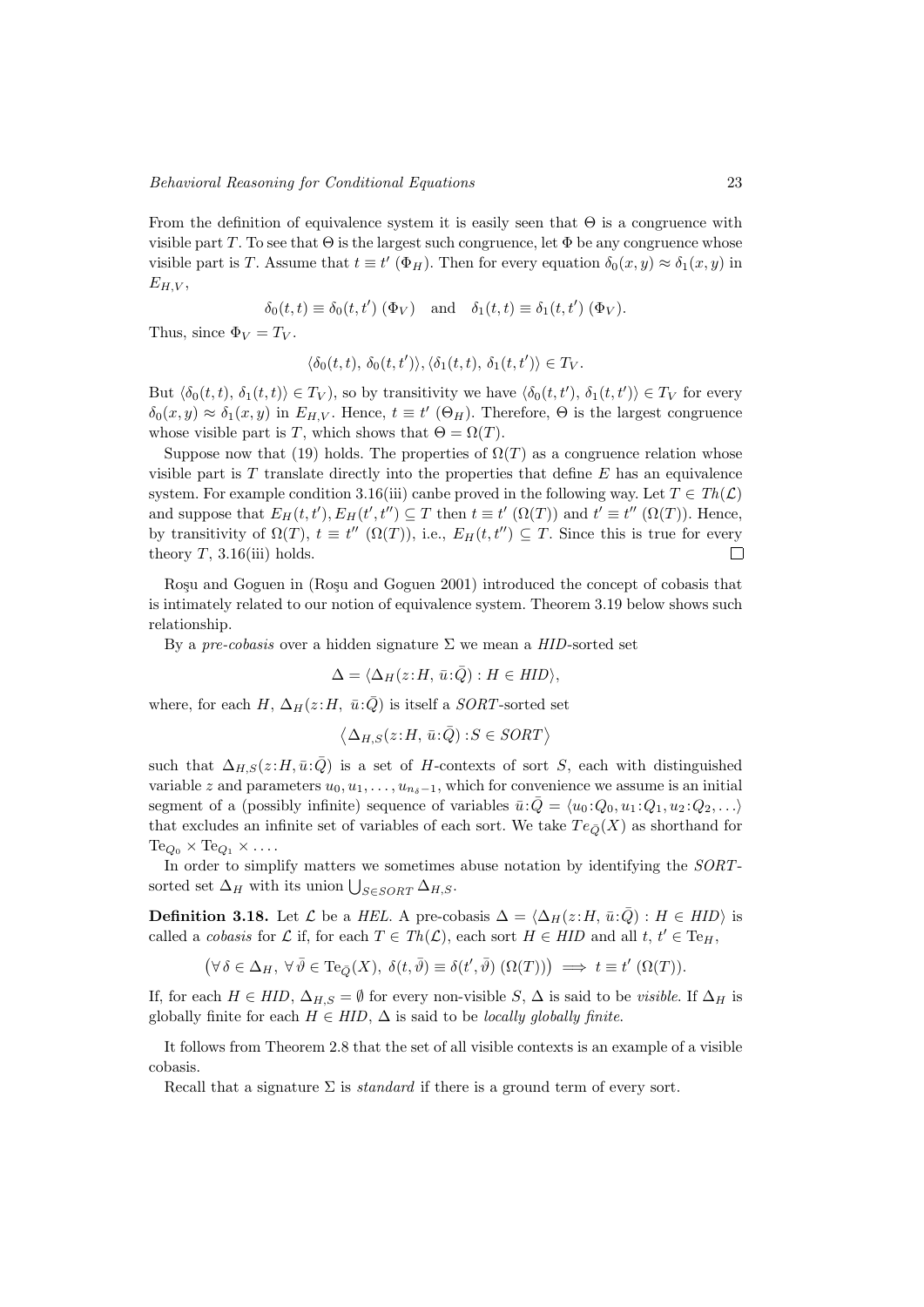From the definition of equivalence system it is easily seen that $\Theta$ is a congruence with visible part $T$. To see that $\Theta$ is the largest such congruence, let $\Phi$ be any congruence whose visible part is $T$. Assume that $t \equiv t'$ $(\Phi_H)$. Then for every equation $\delta_0(x, y) \approx \delta_1(x, y)$ in $E_{H,V}$,

$$\delta_0(t, t) \equiv \delta_0(t, t')\ (\Phi_V) \quad \text{and} \quad \delta_1(t, t) \equiv \delta_1(t, t')\ (\Phi_V).$$

Thus, since $\Phi_V = T_V$.

$$\langle \delta_0(t, t),\ \delta_0(t, t') \rangle, \langle \delta_1(t, t),\ \delta_1(t, t') \rangle \in T_V.$$

But $\langle \delta_0(t, t),\ \delta_1(t, t) \rangle \in T_V$), so by transitivity we have $\langle \delta_0(t, t'),\ \delta_1(t, t') \rangle \in T_V$ for every $\delta_0(x, y) \approx \delta_1(x, y)$ in $E_{H,V}$. Hence, $t \equiv t'$ $(\Theta_H)$. Therefore, $\Theta$ is the largest congruence whose visible part is $T$, which shows that $\Theta = \Omega(T)$.

Suppose now that (19) holds. The properties of $\Omega(T)$ as a congruence relation whose visible part is $T$ translate directly into the properties that define $E$ has an equivalence system. For example condition 3.16(iii) canbe proved in the following way. Let $T \in Th(\mathcal{L})$ and suppose that $E_H(t, t'), E_H(t', t'') \subseteq T$ then $t \equiv t'$ $(\Omega(T))$ and $t' \equiv t''$ $(\Omega(T))$. Hence, by transitivity of $\Omega(T)$, $t \equiv t''$ $(\Omega(T))$, i.e., $E_H(t, t'') \subseteq T$. Since this is true for every theory $T$, 3.16(iii) holds. □

Roşu and Goguen in (Roşu and Goguen 2001) introduced the concept of cobasis that is intimately related to our notion of equivalence system. Theorem 3.19 below shows such relationship.

By a *pre-cobasis* over a hidden signature $\Sigma$ we mean a *HID*-sorted set

$$\Delta = \langle \Delta_H(z{:}H,\ \bar{u}{:}\bar{Q}) : H \in \mathit{HID} \rangle,$$

where, for each $H$, $\Delta_H(z{:}H,\ \bar{u}{:}\bar{Q})$ is itself a *SORT*-sorted set

$$\left\langle \Delta_{H,S}(z{:}H,\ \bar{u}{:}\bar{Q}) : S \in \mathit{SORT} \right\rangle$$

such that $\Delta_{H,S}(z{:}H, \bar{u}{:}\bar{Q})$ is a set of $H$-contexts of sort $S$, each with distinguished variable $z$ and parameters $u_0, u_1, \ldots, u_{n_\delta - 1}$, which for convenience we assume is an initial segment of a (possibly infinite) sequence of variables $\bar{u}{:}\bar{Q} = \langle u_0{:}Q_0, u_1{:}Q_1, u_2{:}Q_2, \ldots \rangle$ that excludes an infinite set of variables of each sort. We take $Te_{\bar{Q}}(X)$ as shorthand for $\mathrm{Te}_{Q_0} \times \mathrm{Te}_{Q_1} \times \ldots$.

In order to simplify matters we sometimes abuse notation by identifying the *SORT*-sorted set $\Delta_H$ with its union $\bigcup_{S \in SORT} \Delta_{H,S}$.

**Definition 3.18.** Let $\mathcal{L}$ be a *HEL*. A pre-cobasis $\Delta = \langle \Delta_H(z{:}H,\ \bar{u}{:}\bar{Q}) : H \in \mathit{HID} \rangle$ is called a *cobasis* for $\mathcal{L}$ if, for each $T \in Th(\mathcal{L})$, each sort $H \in \mathit{HID}$ and all $t,\ t' \in \mathrm{Te}_H$,

$$\left(\forall\, \delta \in \Delta_H,\ \forall\, \bar{\vartheta} \in \mathrm{Te}_{\bar{Q}}(X),\ \delta(t, \bar{\vartheta}) \equiv \delta(t', \bar{\vartheta})\ (\Omega(T))\right) \implies t \equiv t'\ (\Omega(T)).$$

If, for each $H \in \mathit{HID}$, $\Delta_{H,S} = \emptyset$ for every non-visible $S$, $\Delta$ is said to be *visible*. If $\Delta_H$ is globally finite for each $H \in \mathit{HID}$, $\Delta$ is said to be *locally globally finite*.

It follows from Theorem 2.8 that the set of all visible contexts is an example of a visible cobasis.

Recall that a signature $\Sigma$ is *standard* if there is a ground term of every sort.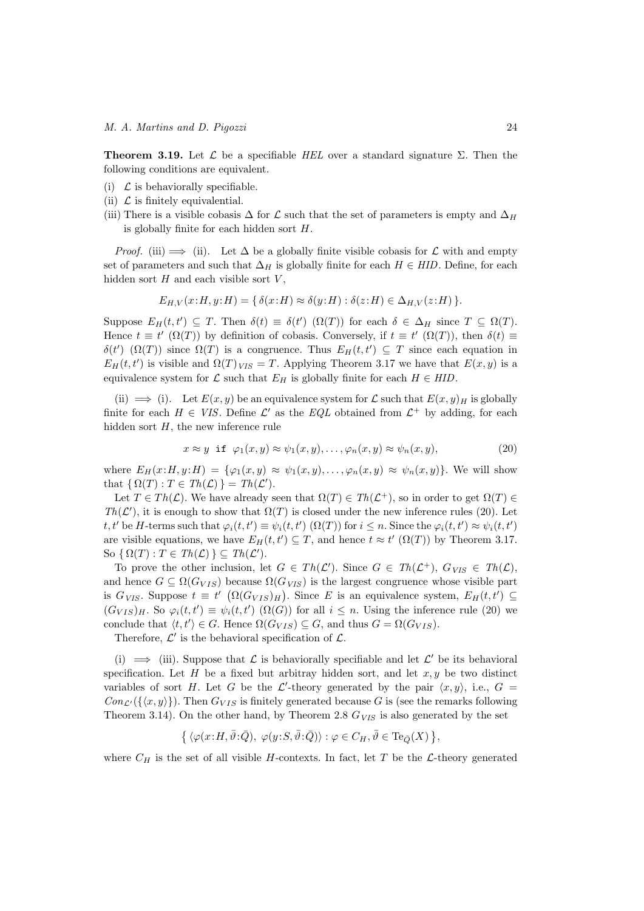**Theorem 3.19.** Let $\mathcal{L}$ be a specifiable *HEL* over a standard signature $\Sigma$. Then the following conditions are equivalent.

(i) $\mathcal{L}$ is behaviorally specifiable.
(ii) $\mathcal{L}$ is finitely equivalential.
(iii) There is a visible cobasis $\Delta$ for $\mathcal{L}$ such that the set of parameters is empty and $\Delta_H$ is globally finite for each hidden sort $H$.

*Proof.* (iii) $\Longrightarrow$ (ii). Let $\Delta$ be a globally finite visible cobasis for $\mathcal{L}$ with and empty set of parameters and such that $\Delta_H$ is globally finite for each $H \in HID$. Define, for each hidden sort $H$ and each visible sort $V$,

$$E_{H,V}(x{:}H, y{:}H) = \{\, \delta(x{:}H) \approx \delta(y{:}H) : \delta(z{:}H) \in \Delta_{H,V}(z{:}H) \,\}.$$

Suppose $E_H(t,t') \subseteq T$. Then $\delta(t) \equiv \delta(t')\ (\Omega(T))$ for each $\delta \in \Delta_H$ since $T \subseteq \Omega(T)$. Hence $t \equiv t'\ (\Omega(T))$ by definition of cobasis. Conversely, if $t \equiv t'\ (\Omega(T))$, then $\delta(t) \equiv \delta(t')\ (\Omega(T))$ since $\Omega(T)$ is a congruence. Thus $E_H(t,t') \subseteq T$ since each equation in $E_H(t,t')$ is visible and $\Omega(T)_{VIS} = T$. Applying Theorem 3.17 we have that $E(x,y)$ is a equivalence system for $\mathcal{L}$ such that $E_H$ is globally finite for each $H \in HID$.

(ii) $\Longrightarrow$ (i). Let $E(x,y)$ be an equivalence system for $\mathcal{L}$ such that $E(x,y)_H$ is globally finite for each $H \in VIS$. Define $\mathcal{L}'$ as the *EQL* obtained from $\mathcal{L}^+$ by adding, for each hidden sort $H$, the new inference rule

$$x \approx y \ \texttt{if} \ \varphi_1(x,y) \approx \psi_1(x,y), \ldots, \varphi_n(x,y) \approx \psi_n(x,y), \tag{20}$$

where $E_H(x{:}H, y{:}H) = \{\varphi_1(x,y) \approx \psi_1(x,y), \ldots, \varphi_n(x,y) \approx \psi_n(x,y)\}$. We will show that $\{\, \Omega(T) : T \in Th(\mathcal{L}) \,\} = Th(\mathcal{L}')$.

Let $T \in Th(\mathcal{L})$. We have already seen that $\Omega(T) \in Th(\mathcal{L}^+)$, so in order to get $\Omega(T) \in Th(\mathcal{L}')$, it is enough to show that $\Omega(T)$ is closed under the new inference rules (20). Let $t, t'$ be $H$-terms such that $\varphi_i(t,t') \equiv \psi_i(t,t')\ (\Omega(T))$ for $i \leq n$. Since the $\varphi_i(t,t') \approx \psi_i(t,t')$ are visible equations, we have $E_H(t,t') \subseteq T$, and hence $t \approx t'\ (\Omega(T))$ by Theorem 3.17. So $\{\, \Omega(T) : T \in Th(\mathcal{L}) \,\} \subseteq Th(\mathcal{L}')$.

To prove the other inclusion, let $G \in Th(\mathcal{L}')$. Since $G \in Th(\mathcal{L}^+)$, $G_{VIS} \in Th(\mathcal{L})$, and hence $G \subseteq \Omega(G_{VIS})$ because $\Omega(G_{VIS})$ is the largest congruence whose visible part is $G_{VIS}$. Suppose $t \equiv t'\ \big(\Omega(G_{VIS})_H\big)$. Since $E$ is an equivalence system, $E_H(t,t') \subseteq (G_{VIS})_H$. So $\varphi_i(t,t') \equiv \psi_i(t,t')\ (\Omega(G))$ for all $i \leq n$. Using the inference rule (20) we conclude that $\langle t, t' \rangle \in G$. Hence $\Omega(G_{VIS}) \subseteq G$, and thus $G = \Omega(G_{VIS})$.

Therefore, $\mathcal{L}'$ is the behavioral specification of $\mathcal{L}$.

(i) $\Longrightarrow$ (iii). Suppose that $\mathcal{L}$ is behaviorally specifiable and let $\mathcal{L}'$ be its behavioral specification. Let $H$ be a fixed but arbitray hidden sort, and let $x, y$ be two distinct variables of sort $H$. Let $G$ be the $\mathcal{L}'$-theory generated by the pair $\langle x, y \rangle$, i.e., $G = Con_{\mathcal{L}'}(\{\langle x, y \rangle\})$. Then $G_{VIS}$ is finitely generated because $G$ is (see the remarks following Theorem 3.14). On the other hand, by Theorem 2.8 $G_{VIS}$ is also generated by the set

$$\big\{\, \langle \varphi(x{:}H, \bar{\vartheta}{:}\bar{Q}),\ \varphi(y{:}S, \bar{\vartheta}{:}\bar{Q}) \rangle : \varphi \in C_H, \bar{\vartheta} \in \mathrm{Te}_{\bar{Q}}(X) \,\big\},$$

where $C_H$ is the set of all visible $H$-contexts. In fact, let $T$ be the $\mathcal{L}$-theory generated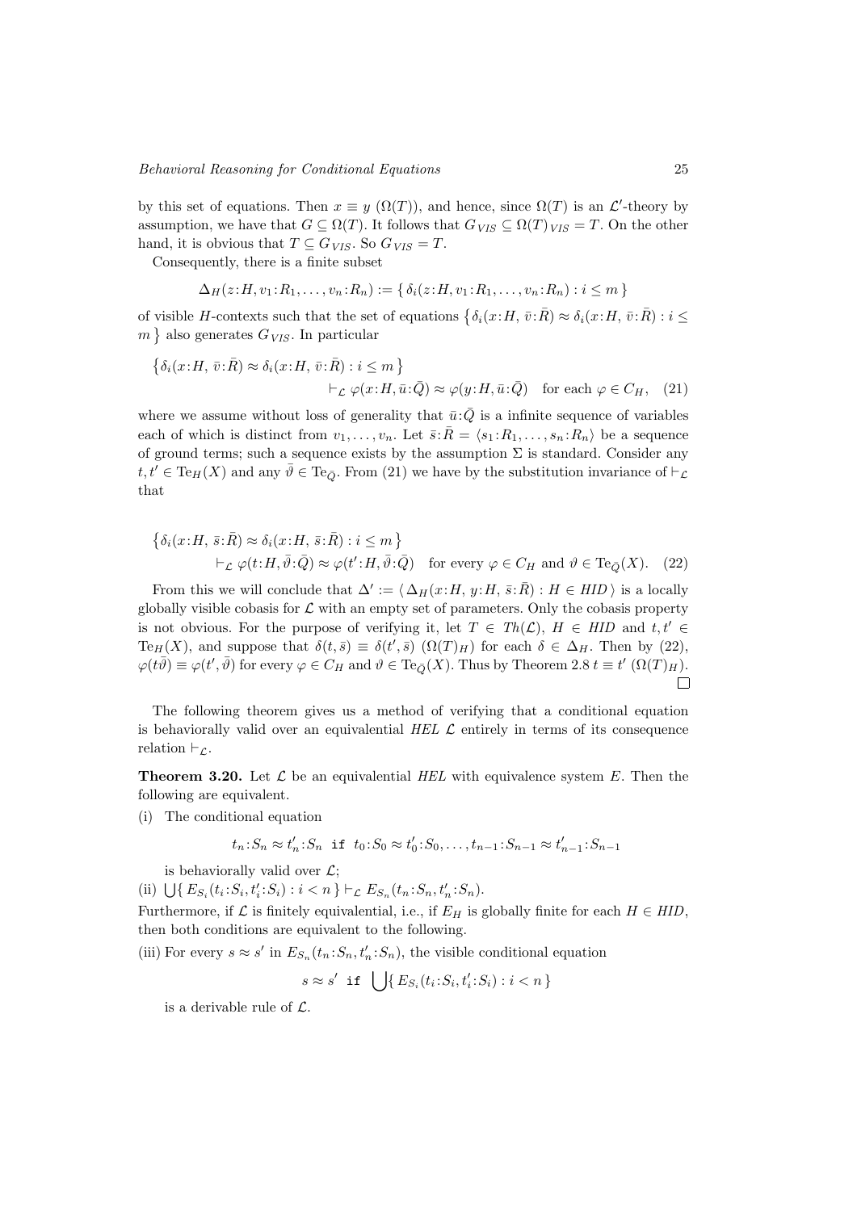by this set of equations. Then $x \equiv y\ (\Omega(T))$, and hence, since $\Omega(T)$ is an $\mathcal{L}'$-theory by assumption, we have that $G \subseteq \Omega(T)$. It follows that $G_{VIS} \subseteq \Omega(T)_{VIS} = T$. On the other hand, it is obvious that $T \subseteq G_{VIS}$. So $G_{VIS} = T$.

Consequently, there is a finite subset

$$\Delta_H(z{:}H, v_1{:}R_1, \dots, v_n{:}R_n) := \{\, \delta_i(z{:}H, v_1{:}R_1, \dots, v_n{:}R_n) : i \leq m \,\}$$

of visible $H$-contexts such that the set of equations $\{\delta_i(x{:}H,\ \bar{v}{:}\bar{R}) \approx \delta_i(x{:}H,\ \bar{v}{:}\bar{R}) : i \leq m\}$ also generates $G_{VIS}$. In particular

$$\begin{aligned}\{\delta_i(x{:}H,\ \bar{v}{:}\bar{R}) \approx \delta_i(x{:}H,\ \bar{v}{:}\bar{R}) : i \leq m\}& \\ \vdash_{\mathcal{L}} \varphi(x{:}H, \bar{u}{:}\bar{Q}) \approx \varphi(y{:}H, \bar{u}{:}\bar{Q}) &\quad \text{for each } \varphi \in C_H, \quad (21)\end{aligned}$$

where we assume without loss of generality that $\bar{u}{:}\bar{Q}$ is a infinite sequence of variables each of which is distinct from $v_1, \dots, v_n$. Let $\bar{s}{:}\bar{R} = \langle s_1{:}R_1, \dots, s_n{:}R_n \rangle$ be a sequence of ground terms; such a sequence exists by the assumption $\Sigma$ is standard. Consider any $t, t' \in \mathrm{Te}_H(X)$ and any $\bar{\vartheta} \in \mathrm{Te}_{\bar{Q}}$. From (21) we have by the substitution invariance of $\vdash_{\mathcal{L}}$ that

$$\begin{aligned}\{\delta_i(x{:}H,\ \bar{s}{:}\bar{R}) \approx \delta_i(x{:}H,\ \bar{s}{:}\bar{R}) : i \leq m\}& \\ \vdash_{\mathcal{L}} \varphi(t{:}H, \bar{\vartheta}{:}\bar{Q}) \approx \varphi(t'{:}H, \bar{\vartheta}{:}\bar{Q}) &\quad \text{for every } \varphi \in C_H \text{ and } \vartheta \in \mathrm{Te}_{\bar{Q}}(X). \quad (22)\end{aligned}$$

From this we will conclude that $\Delta' := \langle\, \Delta_H(x{:}H, y{:}H, \bar{s}{:}\bar{R}) : H \in \mathit{HID} \,\rangle$ is a locally globally visible cobasis for $\mathcal{L}$ with an empty set of parameters. Only the cobasis property is not obvious. For the purpose of verifying it, let $T \in \mathit{Th}(\mathcal{L})$, $H \in \mathit{HID}$ and $t, t' \in \mathrm{Te}_H(X)$, and suppose that $\delta(t, \bar{s}) \equiv \delta(t', \bar{s})\ (\Omega(T)_H)$ for each $\delta \in \Delta_H$. Then by (22), $\varphi(t\bar{\vartheta}) \equiv \varphi(t', \bar{\vartheta})$ for every $\varphi \in C_H$ and $\vartheta \in \mathrm{Te}_{\bar{Q}}(X)$. Thus by Theorem 2.8 $t \equiv t'\ (\Omega(T)_H)$. □

The following theorem gives us a method of verifying that a conditional equation is behaviorally valid over an equivalential *HEL* $\mathcal{L}$ entirely in terms of its consequence relation $\vdash_{\mathcal{L}}$.

**Theorem 3.20.** Let $\mathcal{L}$ be an equivalential *HEL* with equivalence system $E$. Then the following are equivalent.

(i) The conditional equation

$$t_n{:}S_n \approx t'_n{:}S_n \ \ \texttt{if}\ \ t_0{:}S_0 \approx t'_0{:}S_0, \dots, t_{n-1}{:}S_{n-1} \approx t'_{n-1}{:}S_{n-1}$$

is behaviorally valid over $\mathcal{L}$;

(ii) $\bigcup\{\, E_{S_i}(t_i{:}S_i, t'_i{:}S_i) : i < n \,\} \vdash_{\mathcal{L}} E_{S_n}(t_n{:}S_n, t'_n{:}S_n)$.

Furthermore, if $\mathcal{L}$ is finitely equivalential, i.e., if $E_H$ is globally finite for each $H \in \mathit{HID}$, then both conditions are equivalent to the following.

(iii) For every $s \approx s'$ in $E_{S_n}(t_n{:}S_n, t'_n{:}S_n)$, the visible conditional equation

$$s \approx s' \ \ \texttt{if}\ \ \bigcup\{\, E_{S_i}(t_i{:}S_i, t'_i{:}S_i) : i < n \,\}$$

is a derivable rule of $\mathcal{L}$.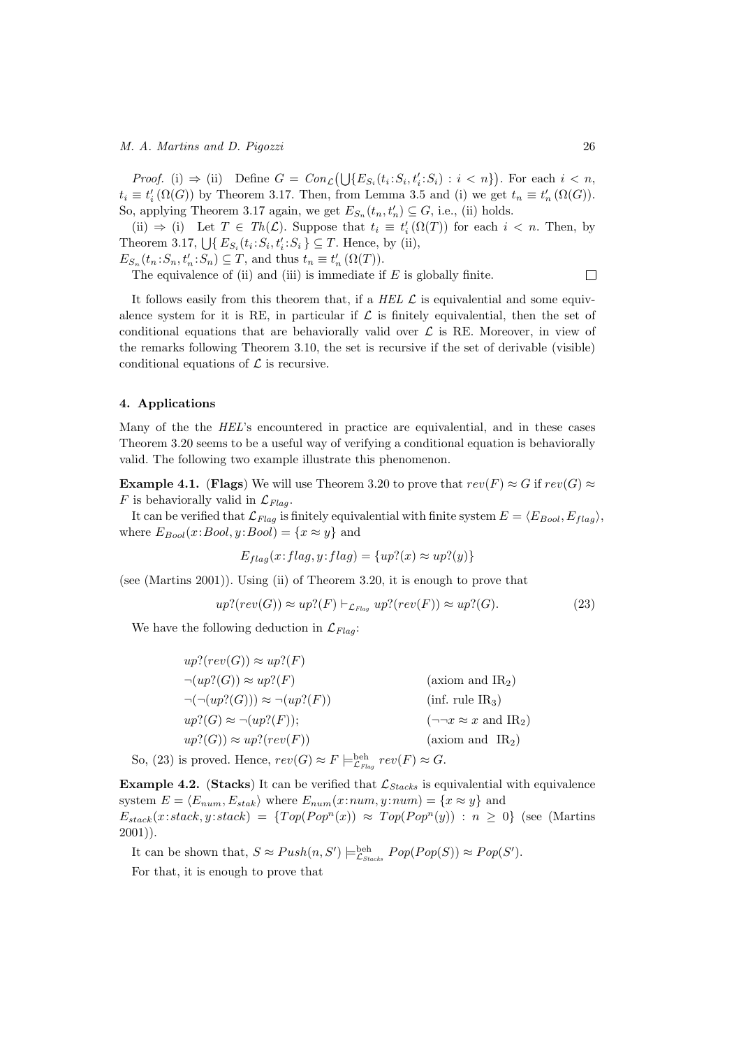*Proof.* (i) $\Rightarrow$ (ii) Define $G = Con_{\mathcal{L}}\big(\bigcup\{E_{S_i}(t_i\!:\!S_i, t'_i\!:\!S_i) : i < n\}\big)$. For each $i < n$, $t_i \equiv t'_i\,(\Omega(G))$ by Theorem 3.17. Then, from Lemma 3.5 and (i) we get $t_n \equiv t'_n\,(\Omega(G))$. So, applying Theorem 3.17 again, we get $E_{S_n}(t_n, t'_n) \subseteq G$, i.e., (ii) holds.

(ii) $\Rightarrow$ (i) Let $T \in Th(\mathcal{L})$. Suppose that $t_i \equiv t'_i\,(\Omega(T))$ for each $i < n$. Then, by Theorem 3.17, $\bigcup\{E_{S_i}(t_i\!:\!S_i, t'_i\!:\!S_i)\} \subseteq T$. Hence, by (ii),
$E_{S_n}(t_n\!:\!S_n, t'_n\!:\!S_n) \subseteq T$, and thus $t_n \equiv t'_n\,(\Omega(T))$.

The equivalence of (ii) and (iii) is immediate if $E$ is globally finite. □

It follows easily from this theorem that, if a *HEL* $\mathcal{L}$ is equivalential and some equivalence system for it is RE, in particular if $\mathcal{L}$ is finitely equivalential, then the set of conditional equations that are behaviorally valid over $\mathcal{L}$ is RE. Moreover, in view of the remarks following Theorem 3.10, the set is recursive if the set of derivable (visible) conditional equations of $\mathcal{L}$ is recursive.

## 4. Applications

Many of the the *HEL*'s encountered in practice are equivalential, and in these cases Theorem 3.20 seems to be a useful way of verifying a conditional equation is behaviorally valid. The following two example illustrate this phenomenon.

**Example 4.1.** (**Flags**) We will use Theorem 3.20 to prove that $rev(F) \approx G$ if $rev(G) \approx F$ is behaviorally valid in $\mathcal{L}_{Flag}$.

It can be verified that $\mathcal{L}_{Flag}$ is finitely equivalential with finite system $E = \langle E_{Bool}, E_{flag}\rangle$, where $E_{Bool}(x\!:\!Bool, y\!:\!Bool) = \{x \approx y\}$ and

$$E_{flag}(x\!:\!flag, y\!:\!flag) = \{up?(x) \approx up?(y)\}$$

(see (Martins 2001)). Using (ii) of Theorem 3.20, it is enough to prove that

$$up?(rev(G)) \approx up?(F) \vdash_{\mathcal{L}_{Flag}} up?(rev(F)) \approx up?(G). \tag{23}$$

We have the following deduction in $\mathcal{L}_{Flag}$:

| | |
|---|---|
| $up?(rev(G)) \approx up?(F)$ | |
| $\neg(up?(G)) \approx up?(F)$ | (axiom and $\mathrm{IR}_2$) |
| $\neg(\neg(up?(G))) \approx \neg(up?(F))$ | (inf. rule $\mathrm{IR}_3$) |
| $up?(G) \approx \neg(up?(F))$; | ($\neg\neg x \approx x$ and $\mathrm{IR}_2$) |
| $up?(G)) \approx up?(rev(F))$ | (axiom and $\mathrm{IR}_2$) |

So, (23) is proved. Hence, $rev(G) \approx F \models^{\mathrm{beh}}_{\mathcal{L}_{Flag}} rev(F) \approx G$.

**Example 4.2.** (**Stacks**) It can be verified that $\mathcal{L}_{Stacks}$ is equivalential with equivalence system $E = \langle E_{num}, E_{stak}\rangle$ where $E_{num}(x\!:\!num, y\!:\!num) = \{x \approx y\}$ and
$E_{stack}(x\!:\!stack, y\!:\!stack) = \{Top(Pop^n(x)) \approx Top(Pop^n(y)) : n \geq 0\}$ (see (Martins 2001)).

It can be shown that, $S \approx Push(n, S') \models^{\mathrm{beh}}_{\mathcal{L}_{Stacks}} Pop(Pop(S)) \approx Pop(S')$.

For that, it is enough to prove that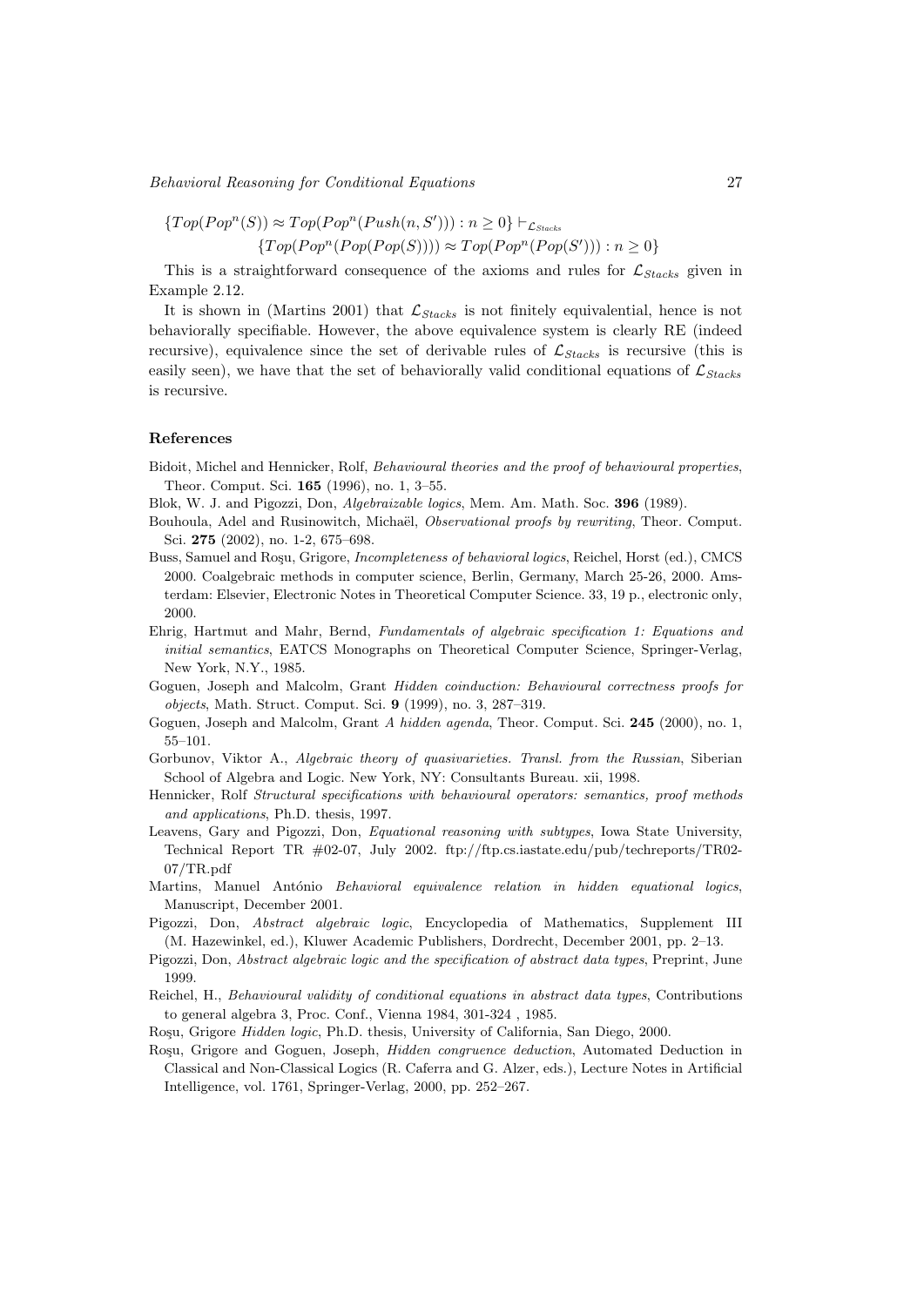$$\{Top(Pop^n(S)) \approx Top(Pop^n(Push(n, S'))) : n \geq 0\} \vdash_{\mathcal{L}_{Stacks}}$$
$$\{Top(Pop^n(Pop(Pop(S)))) \approx Top(Pop^n(Pop(S'))) : n \geq 0\}$$

This is a straightforward consequence of the axioms and rules for $\mathcal{L}_{Stacks}$ given in Example 2.12.

It is shown in (Martins 2001) that $\mathcal{L}_{Stacks}$ is not finitely equivalential, hence is not behaviorally specifiable. However, the above equivalence system is clearly RE (indeed recursive), equivalence since the set of derivable rules of $\mathcal{L}_{Stacks}$ is recursive (this is easily seen), we have that the set of behaviorally valid conditional equations of $\mathcal{L}_{Stacks}$ is recursive.

## References

Bidoit, Michel and Hennicker, Rolf, *Behavioural theories and the proof of behavioural properties*, Theor. Comput. Sci. **165** (1996), no. 1, 3–55.

Blok, W. J. and Pigozzi, Don, *Algebraizable logics*, Mem. Am. Math. Soc. **396** (1989).

Bouhoula, Adel and Rusinowitch, Michaël, *Observational proofs by rewriting*, Theor. Comput. Sci. **275** (2002), no. 1-2, 675–698.

Buss, Samuel and Roşu, Grigore, *Incompleteness of behavioral logics*, Reichel, Horst (ed.), CMCS 2000. Coalgebraic methods in computer science, Berlin, Germany, March 25-26, 2000. Amsterdam: Elsevier, Electronic Notes in Theoretical Computer Science. 33, 19 p., electronic only, 2000.

Ehrig, Hartmut and Mahr, Bernd, *Fundamentals of algebraic specification 1: Equations and initial semantics*, EATCS Monographs on Theoretical Computer Science, Springer-Verlag, New York, N.Y., 1985.

Goguen, Joseph and Malcolm, Grant *Hidden coinduction: Behavioural correctness proofs for objects*, Math. Struct. Comput. Sci. **9** (1999), no. 3, 287–319.

Goguen, Joseph and Malcolm, Grant *A hidden agenda*, Theor. Comput. Sci. **245** (2000), no. 1, 55–101.

Gorbunov, Viktor A., *Algebraic theory of quasivarieties. Transl. from the Russian*, Siberian School of Algebra and Logic. New York, NY: Consultants Bureau. xii, 1998.

Hennicker, Rolf *Structural specifications with behavioural operators: semantics, proof methods and applications*, Ph.D. thesis, 1997.

Leavens, Gary and Pigozzi, Don, *Equational reasoning with subtypes*, Iowa State University, Technical Report TR #02-07, July 2002. ftp://ftp.cs.iastate.edu/pub/techreports/TR02-07/TR.pdf

Martins, Manuel António *Behavioral equivalence relation in hidden equational logics*, Manuscript, December 2001.

Pigozzi, Don, *Abstract algebraic logic*, Encyclopedia of Mathematics, Supplement III (M. Hazewinkel, ed.), Kluwer Academic Publishers, Dordrecht, December 2001, pp. 2–13.

Pigozzi, Don, *Abstract algebraic logic and the specification of abstract data types*, Preprint, June 1999.

Reichel, H., *Behavioural validity of conditional equations in abstract data types*, Contributions to general algebra 3, Proc. Conf., Vienna 1984, 301-324 , 1985.

Roşu, Grigore *Hidden logic*, Ph.D. thesis, University of California, San Diego, 2000.

Roşu, Grigore and Goguen, Joseph, *Hidden congruence deduction*, Automated Deduction in Classical and Non-Classical Logics (R. Caferra and G. Alzer, eds.), Lecture Notes in Artificial Intelligence, vol. 1761, Springer-Verlag, 2000, pp. 252–267.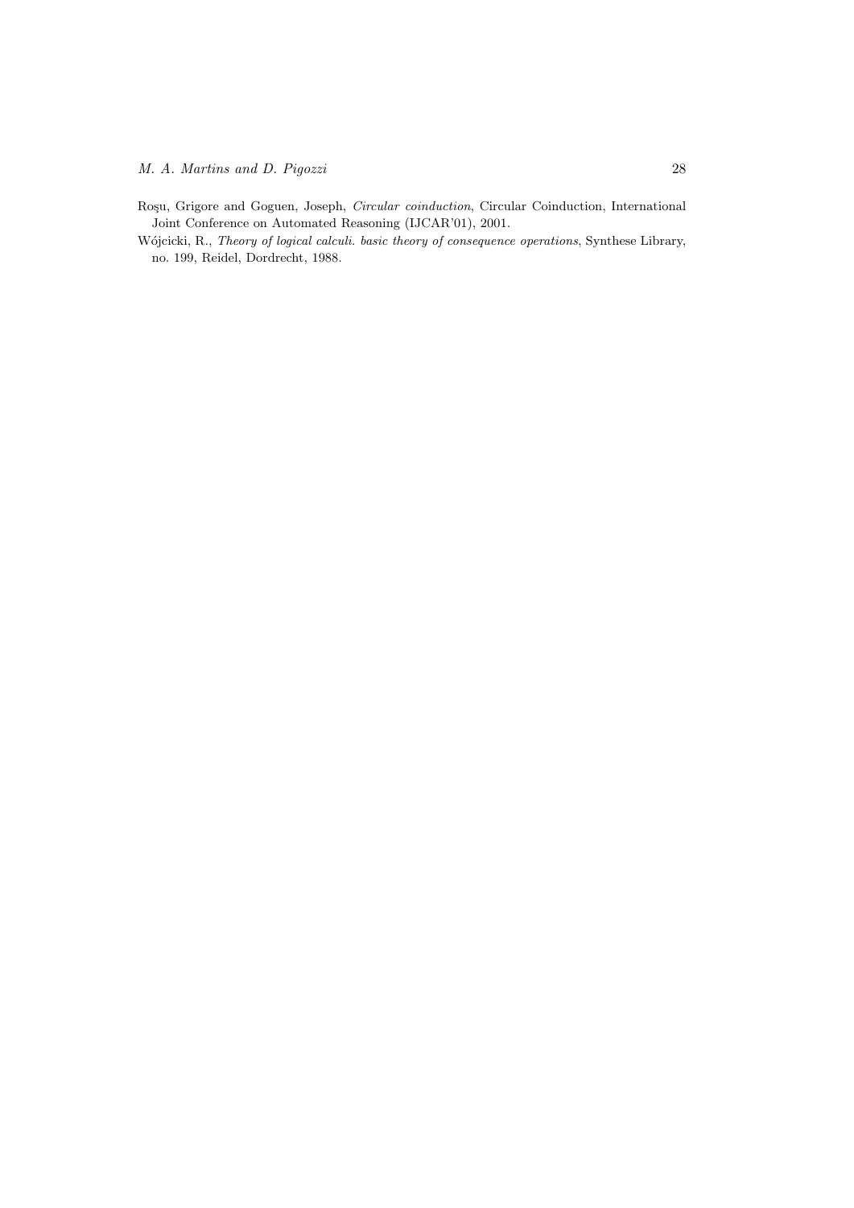Roşu, Grigore and Goguen, Joseph, *Circular coinduction*, Circular Coinduction, International Joint Conference on Automated Reasoning (IJCAR'01), 2001.

Wójcicki, R., *Theory of logical calculi. basic theory of consequence operations*, Synthese Library, no. 199, Reidel, Dordrecht, 1988.